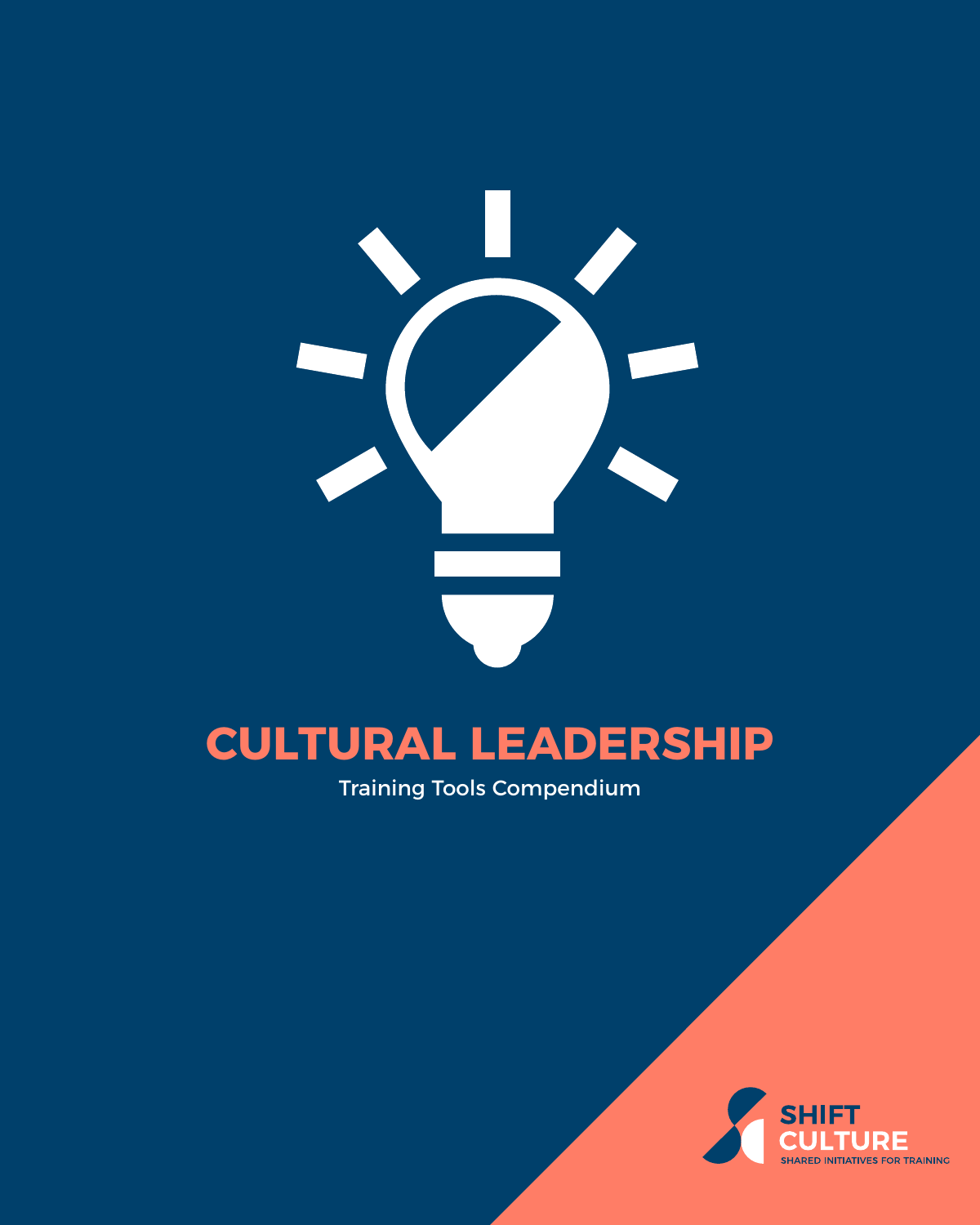# CULTURAL LEADERSHIP

Training Tools Compendium

SHIFT CULTURE

SHARED INITIATIVES FOR TRAINING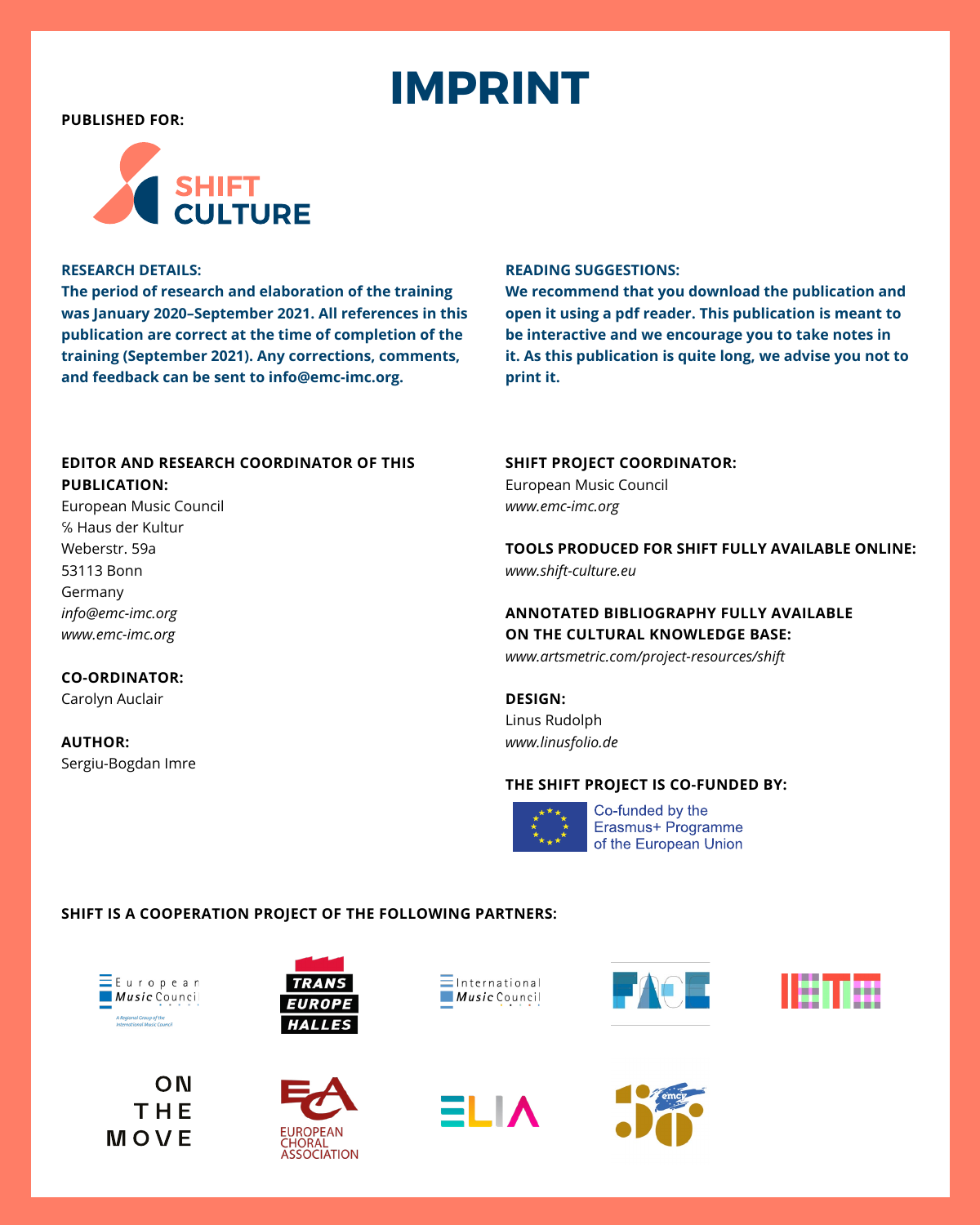# IMPRINT

**PUBLISHED FOR:**

SHIFT CULTURE

**RESEARCH DETAILS:**
**The period of research and elaboration of the training was January 2020–September 2021. All references in this publication are correct at the time of completion of the training (September 2021). Any corrections, comments, and feedback can be sent to info@emc-imc.org.**

**READING SUGGESTIONS:**
**We recommend that you download the publication and open it using a pdf reader. This publication is meant to be interactive and we encourage you to take notes in it. As this publication is quite long, we advise you not to print it.**

**EDITOR AND RESEARCH COORDINATOR OF THIS PUBLICATION:**
European Music Council
% Haus der Kultur
Weberstr. 59a
53113 Bonn
Germany
*info@emc-imc.org*
*www.emc-imc.org*

**CO-ORDINATOR:**
Carolyn Auclair

**AUTHOR:**
Sergiu-Bogdan Imre

**SHIFT PROJECT COORDINATOR:**
European Music Council
*www.emc-imc.org*

**TOOLS PRODUCED FOR SHIFT FULLY AVAILABLE ONLINE:**
*www.shift-culture.eu*

**ANNOTATED BIBLIOGRAPHY FULLY AVAILABLE ON THE CULTURAL KNOWLEDGE BASE:**
*www.artsmetric.com/project-resources/shift*

**DESIGN:**
Linus Rudolph
*www.linusfolio.de*

**THE SHIFT PROJECT IS CO-FUNDED BY:**

Co-funded by the Erasmus+ Programme of the European Union

**SHIFT IS A COOPERATION PROJECT OF THE FOLLOWING PARTNERS:**

European Music Council — A Regional Group of the International Music Council

TRANS EUROPE HALLES

International Music Council

FACE

IETM

ON THE MOVE

EUROPEAN CHORAL ASSOCIATION

ELIA

emcy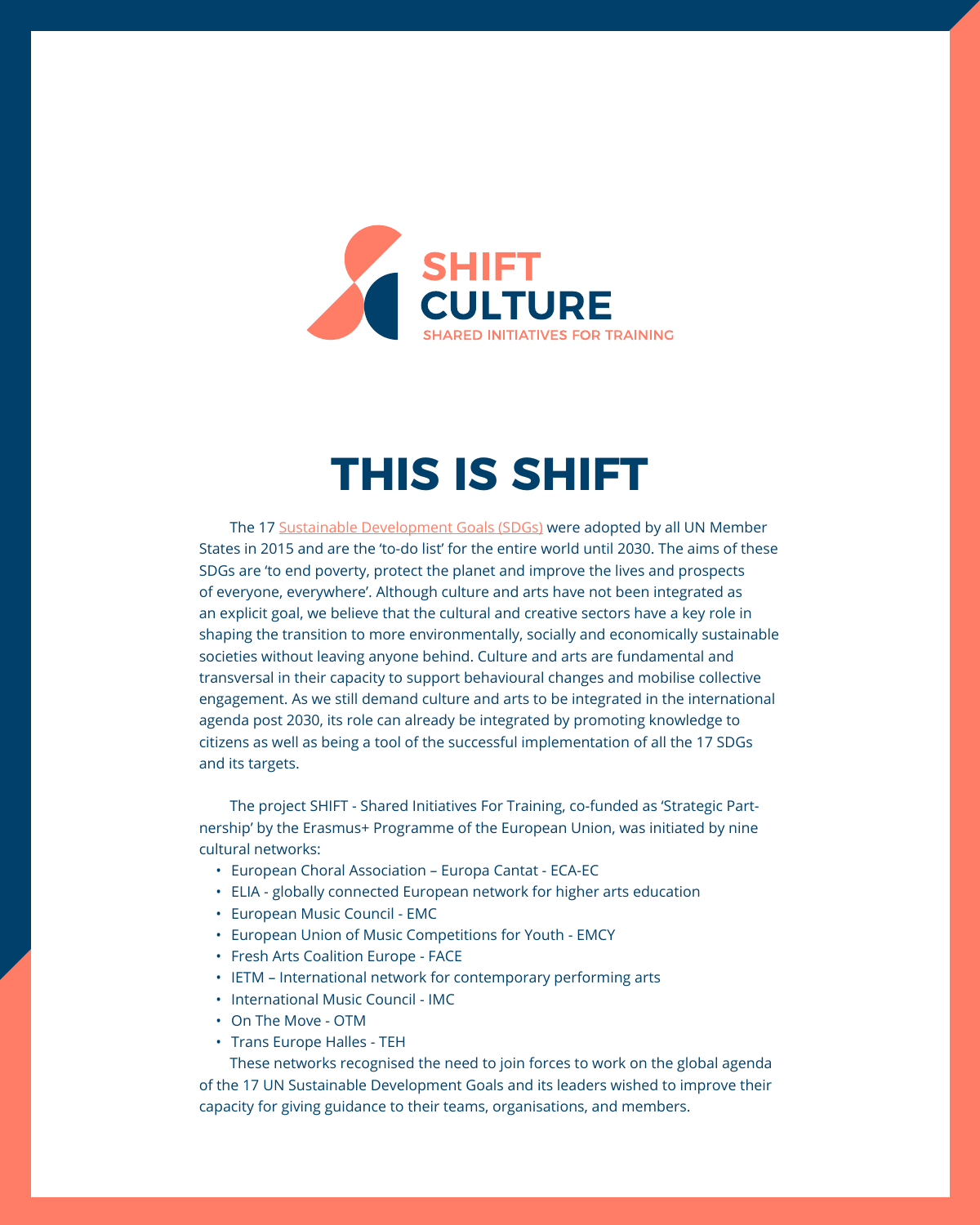SHIFT CULTURE

SHARED INITIATIVES FOR TRAINING

# THIS IS SHIFT

The 17 [Sustainable Development Goals (SDGs)] were adopted by all UN Member States in 2015 and are the 'to-do list' for the entire world until 2030. The aims of these SDGs are 'to end poverty, protect the planet and improve the lives and prospects of everyone, everywhere'. Although culture and arts have not been integrated as an explicit goal, we believe that the cultural and creative sectors have a key role in shaping the transition to more environmentally, socially and economically sustainable societies without leaving anyone behind. Culture and arts are fundamental and transversal in their capacity to support behavioural changes and mobilise collective engagement. As we still demand culture and arts to be integrated in the international agenda post 2030, its role can already be integrated by promoting knowledge to citizens as well as being a tool of the successful implementation of all the 17 SDGs and its targets.

The project SHIFT - Shared Initiatives For Training, co-funded as 'Strategic Partnership' by the Erasmus+ Programme of the European Union, was initiated by nine cultural networks:

- European Choral Association – Europa Cantat - ECA-EC
- ELIA - globally connected European network for higher arts education
- European Music Council - EMC
- European Union of Music Competitions for Youth - EMCY
- Fresh Arts Coalition Europe - FACE
- IETM – International network for contemporary performing arts
- International Music Council - IMC
- On The Move - OTM
- Trans Europe Halles - TEH

These networks recognised the need to join forces to work on the global agenda of the 17 UN Sustainable Development Goals and its leaders wished to improve their capacity for giving guidance to their teams, organisations, and members.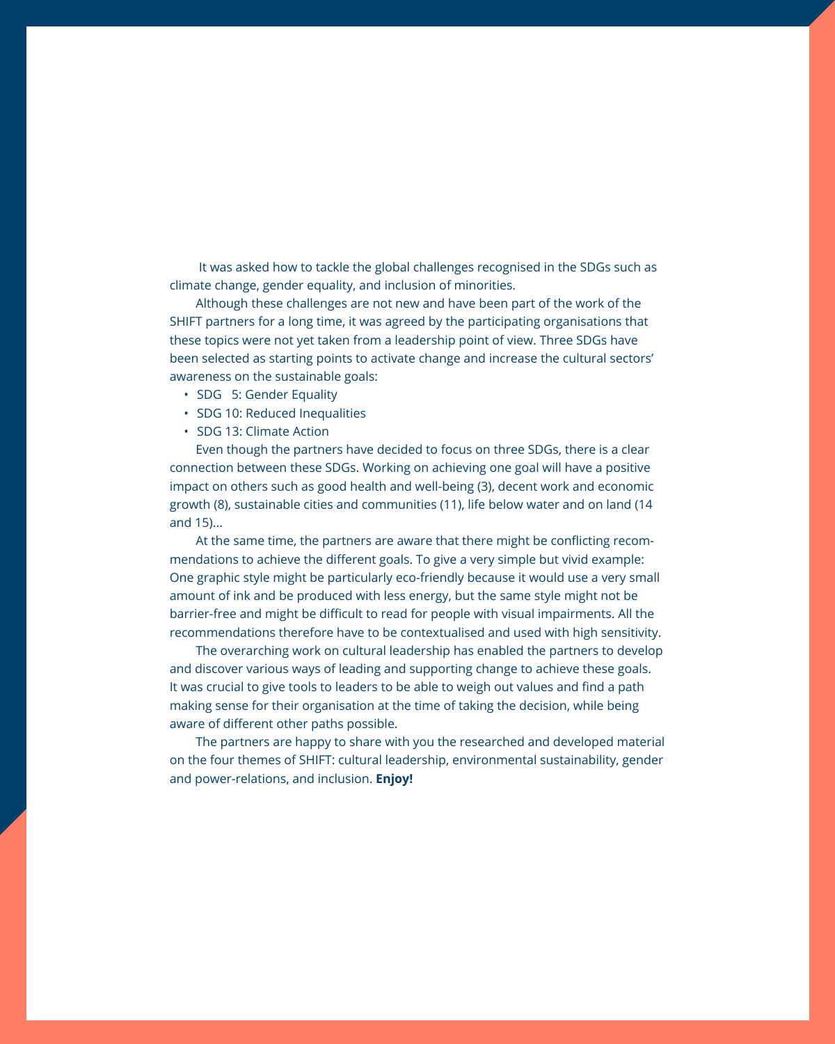It was asked how to tackle the global challenges recognised in the SDGs such as climate change, gender equality, and inclusion of minorities.

Although these challenges are not new and have been part of the work of the SHIFT partners for a long time, it was agreed by the participating organisations that these topics were not yet taken from a leadership point of view. Three SDGs have been selected as starting points to activate change and increase the cultural sectors' awareness on the sustainable goals:

- SDG 5: Gender Equality
- SDG 10: Reduced Inequalities
- SDG 13: Climate Action

Even though the partners have decided to focus on three SDGs, there is a clear connection between these SDGs. Working on achieving one goal will have a positive impact on others such as good health and well-being (3), decent work and economic growth (8), sustainable cities and communities (11), life below water and on land (14 and 15)...

At the same time, the partners are aware that there might be conflicting recommendations to achieve the different goals. To give a very simple but vivid example: One graphic style might be particularly eco-friendly because it would use a very small amount of ink and be produced with less energy, but the same style might not be barrier-free and might be difficult to read for people with visual impairments. All the recommendations therefore have to be contextualised and used with high sensitivity.

The overarching work on cultural leadership has enabled the partners to develop and discover various ways of leading and supporting change to achieve these goals. It was crucial to give tools to leaders to be able to weigh out values and find a path making sense for their organisation at the time of taking the decision, while being aware of different other paths possible.

The partners are happy to share with you the researched and developed material on the four themes of SHIFT: cultural leadership, environmental sustainability, gender and power-relations, and inclusion. **Enjoy!**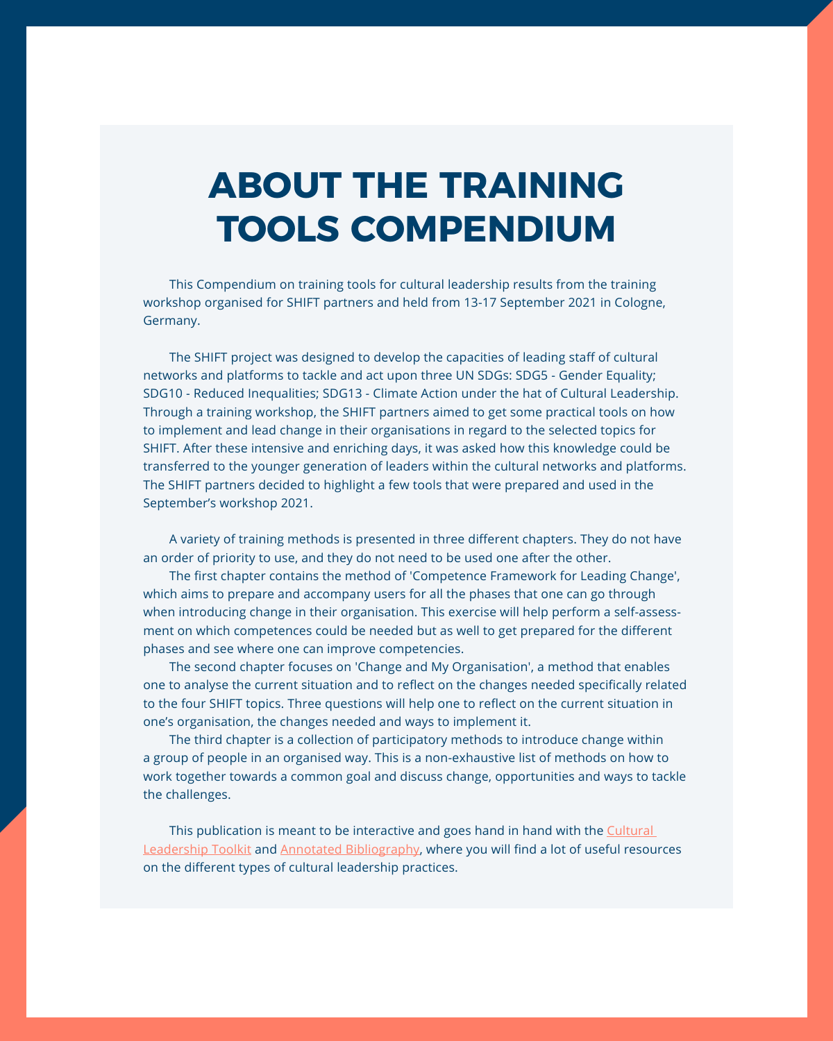# ABOUT THE TRAINING TOOLS COMPENDIUM

This Compendium on training tools for cultural leadership results from the training workshop organised for SHIFT partners and held from 13-17 September 2021 in Cologne, Germany.

The SHIFT project was designed to develop the capacities of leading staff of cultural networks and platforms to tackle and act upon three UN SDGs: SDG5 - Gender Equality; SDG10 - Reduced Inequalities; SDG13 - Climate Action under the hat of Cultural Leadership. Through a training workshop, the SHIFT partners aimed to get some practical tools on how to implement and lead change in their organisations in regard to the selected topics for SHIFT. After these intensive and enriching days, it was asked how this knowledge could be transferred to the younger generation of leaders within the cultural networks and platforms. The SHIFT partners decided to highlight a few tools that were prepared and used in the September's workshop 2021.

A variety of training methods is presented in three different chapters. They do not have an order of priority to use, and they do not need to be used one after the other.

The first chapter contains the method of 'Competence Framework for Leading Change', which aims to prepare and accompany users for all the phases that one can go through when introducing change in their organisation. This exercise will help perform a self-assessment on which competences could be needed but as well to get prepared for the different phases and see where one can improve competencies.

The second chapter focuses on 'Change and My Organisation', a method that enables one to analyse the current situation and to reflect on the changes needed specifically related to the four SHIFT topics. Three questions will help one to reflect on the current situation in one's organisation, the changes needed and ways to implement it.

The third chapter is a collection of participatory methods to introduce change within a group of people in an organised way. This is a non-exhaustive list of methods on how to work together towards a common goal and discuss change, opportunities and ways to tackle the challenges.

This publication is meant to be interactive and goes hand in hand with the Cultural Leadership Toolkit and Annotated Bibliography, where you will find a lot of useful resources on the different types of cultural leadership practices.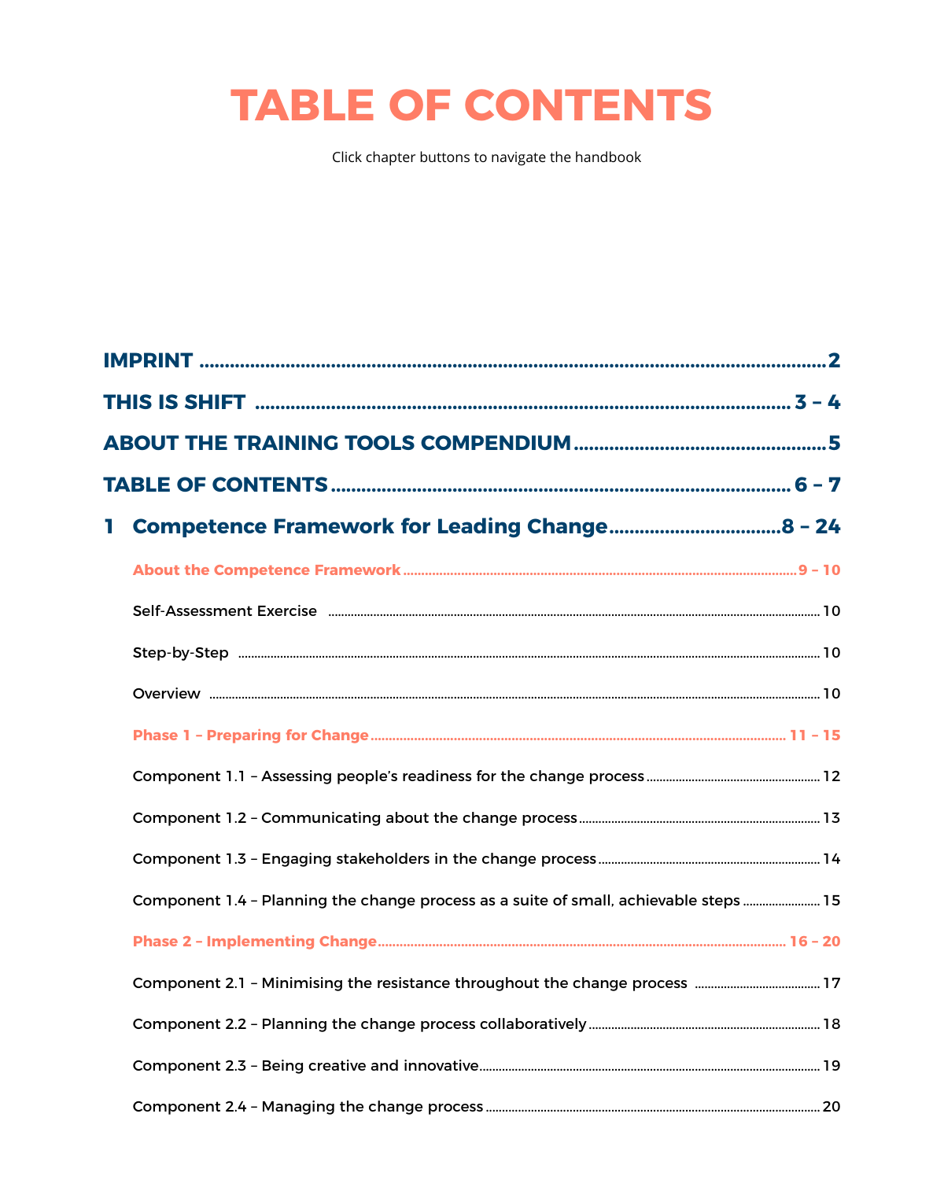# TABLE OF CONTENTS

Click chapter buttons to navigate the handbook

**IMPRINT** .......... **2**

**THIS IS SHIFT** .......... **3 – 4**

**ABOUT THE TRAINING TOOLS COMPENDIUM** .......... **5**

**TABLE OF CONTENTS** .......... **6 – 7**

**1 Competence Framework for Leading Change** .......... **8 – 24**

**About the Competence Framework** .......... **9 – 10**

Self-Assessment Exercise .......... 10

Step-by-Step .......... 10

Overview .......... 10

**Phase 1 – Preparing for Change** .......... **11 – 15**

Component 1.1 – Assessing people's readiness for the change process .......... 12

Component 1.2 – Communicating about the change process .......... 13

Component 1.3 – Engaging stakeholders in the change process .......... 14

Component 1.4 – Planning the change process as a suite of small, achievable steps .......... 15

**Phase 2 – Implementing Change** .......... **16 – 20**

Component 2.1 – Minimising the resistance throughout the change process .......... 17

Component 2.2 – Planning the change process collaboratively .......... 18

Component 2.3 – Being creative and innovative .......... 19

Component 2.4 – Managing the change process .......... 20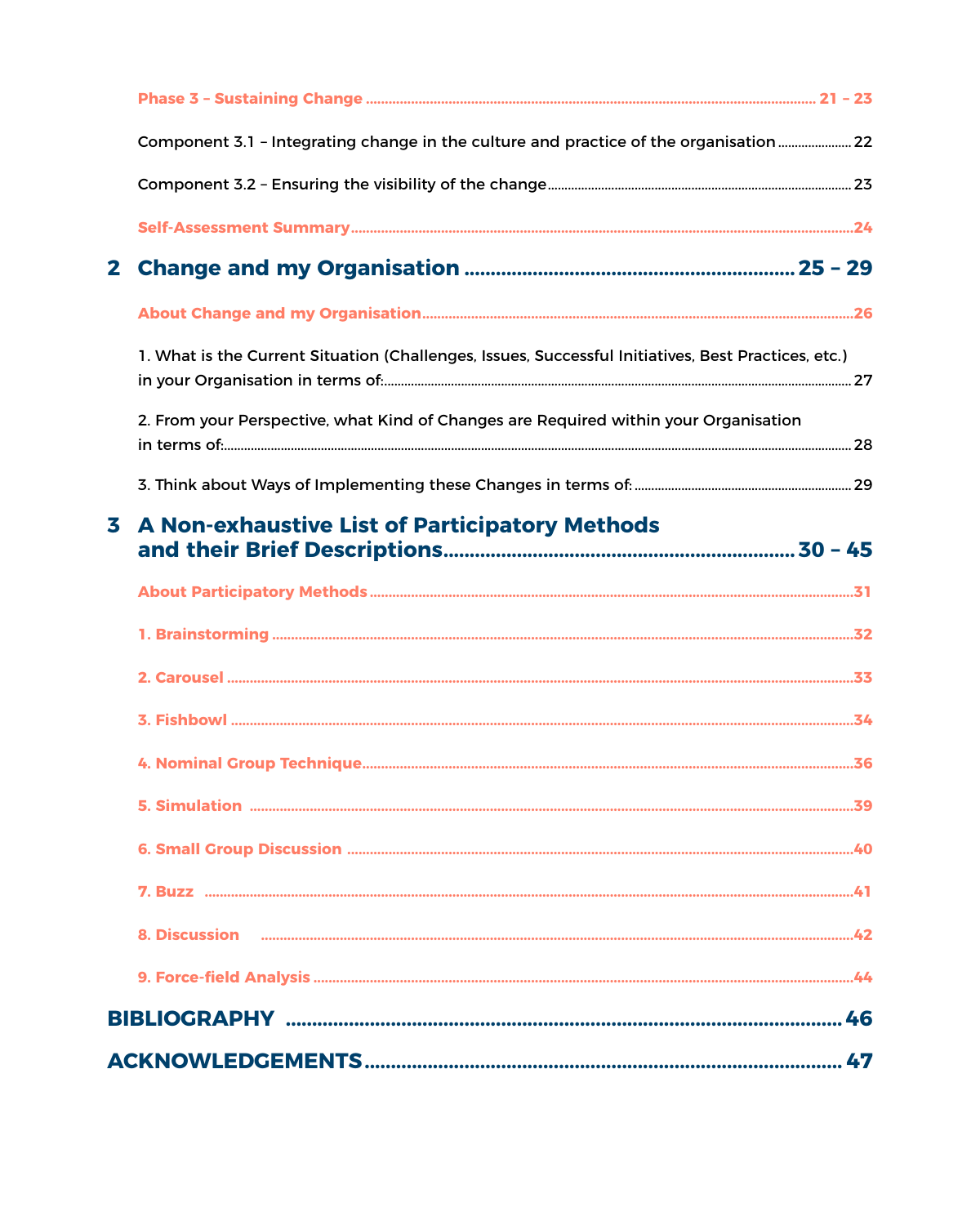**Phase 3 – Sustaining Change** ........ 21 – 23

Component 3.1 – Integrating change in the culture and practice of the organisation ........ 22

Component 3.2 – Ensuring the visibility of the change ........ 23

**Self-Assessment Summary** ........ 24

## 2 Change and my Organisation ........ 25 – 29

**About Change and my Organisation** ........ 26

1. What is the Current Situation (Challenges, Issues, Successful Initiatives, Best Practices, etc.) in your Organisation in terms of: ........ 27

2. From your Perspective, what Kind of Changes are Required within your Organisation in terms of: ........ 28

3. Think about Ways of Implementing these Changes in terms of: ........ 29

## 3 A Non-exhaustive List of Participatory Methods and their Brief Descriptions ........ 30 – 45

**About Participatory Methods** ........ 31

**1. Brainstorming** ........ 32

**2. Carousel** ........ 33

**3. Fishbowl** ........ 34

**4. Nominal Group Technique** ........ 36

**5. Simulation** ........ 39

**6. Small Group Discussion** ........ 40

**7. Buzz** ........ 41

**8. Discussion** ........ 42

**9. Force-field Analysis** ........ 44

## BIBLIOGRAPHY ........ 46

## ACKNOWLEDGEMENTS ........ 47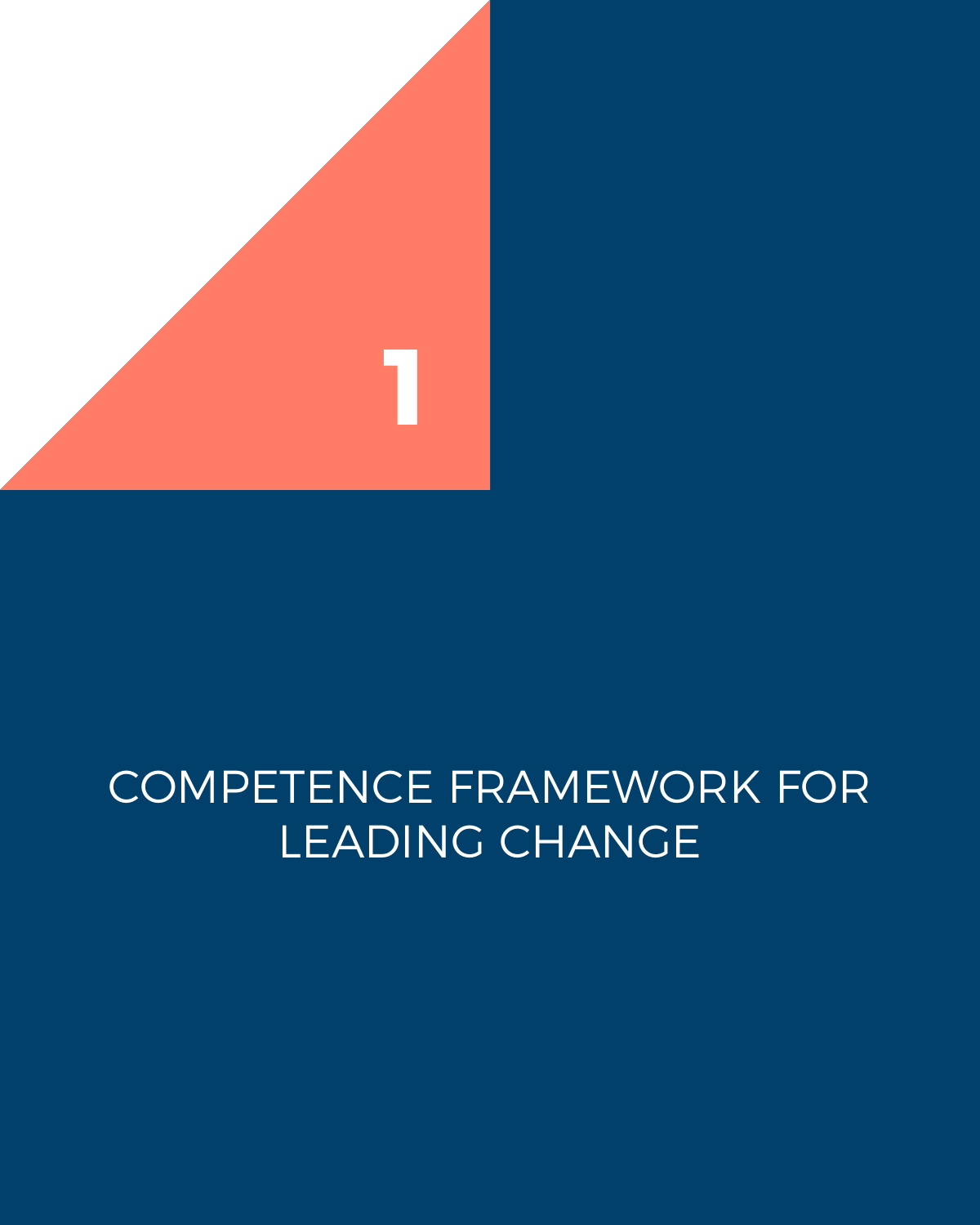# 1

# COMPETENCE FRAMEWORK FOR LEADING CHANGE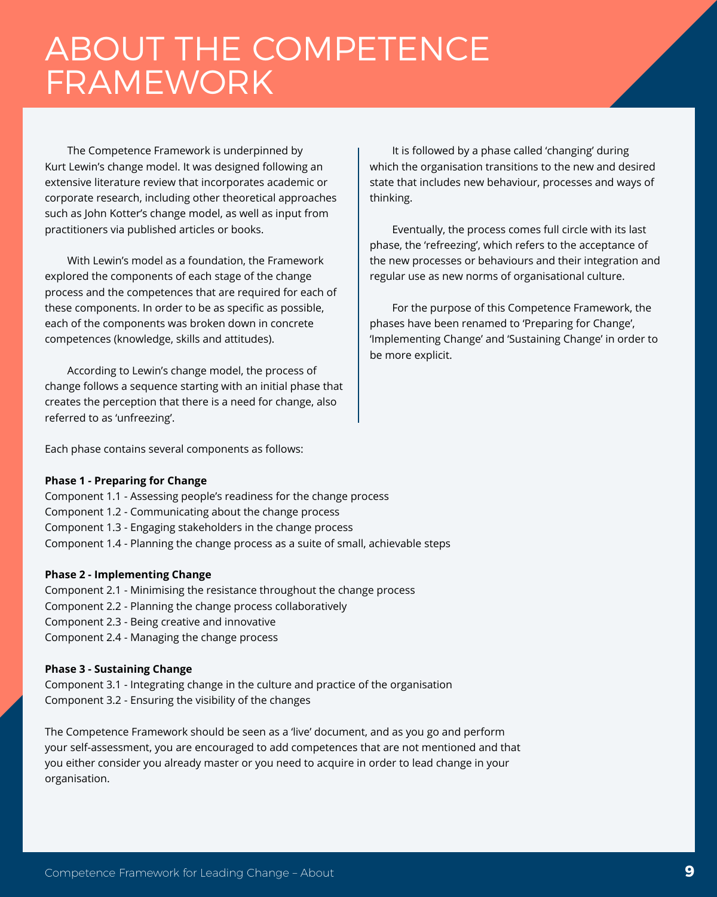# ABOUT THE COMPETENCE FRAMEWORK

The Competence Framework is underpinned by Kurt Lewin's change model. It was designed following an extensive literature review that incorporates academic or corporate research, including other theoretical approaches such as John Kotter's change model, as well as input from practitioners via published articles or books.

With Lewin's model as a foundation, the Framework explored the components of each stage of the change process and the competences that are required for each of these components. In order to be as specific as possible, each of the components was broken down in concrete competences (knowledge, skills and attitudes).

According to Lewin's change model, the process of change follows a sequence starting with an initial phase that creates the perception that there is a need for change, also referred to as 'unfreezing'.

It is followed by a phase called 'changing' during which the organisation transitions to the new and desired state that includes new behaviour, processes and ways of thinking.

Eventually, the process comes full circle with its last phase, the 'refreezing', which refers to the acceptance of the new processes or behaviours and their integration and regular use as new norms of organisational culture.

For the purpose of this Competence Framework, the phases have been renamed to 'Preparing for Change', 'Implementing Change' and 'Sustaining Change' in order to be more explicit.

Each phase contains several components as follows:

**Phase 1 - Preparing for Change**
Component 1.1 - Assessing people's readiness for the change process
Component 1.2 - Communicating about the change process
Component 1.3 - Engaging stakeholders in the change process
Component 1.4 - Planning the change process as a suite of small, achievable steps

**Phase 2 - Implementing Change**
Component 2.1 - Minimising the resistance throughout the change process
Component 2.2 - Planning the change process collaboratively
Component 2.3 - Being creative and innovative
Component 2.4 - Managing the change process

**Phase 3 - Sustaining Change**
Component 3.1 - Integrating change in the culture and practice of the organisation
Component 3.2 - Ensuring the visibility of the changes

The Competence Framework should be seen as a 'live' document, and as you go and perform your self-assessment, you are encouraged to add competences that are not mentioned and that you either consider you already master or you need to acquire in order to lead change in your organisation.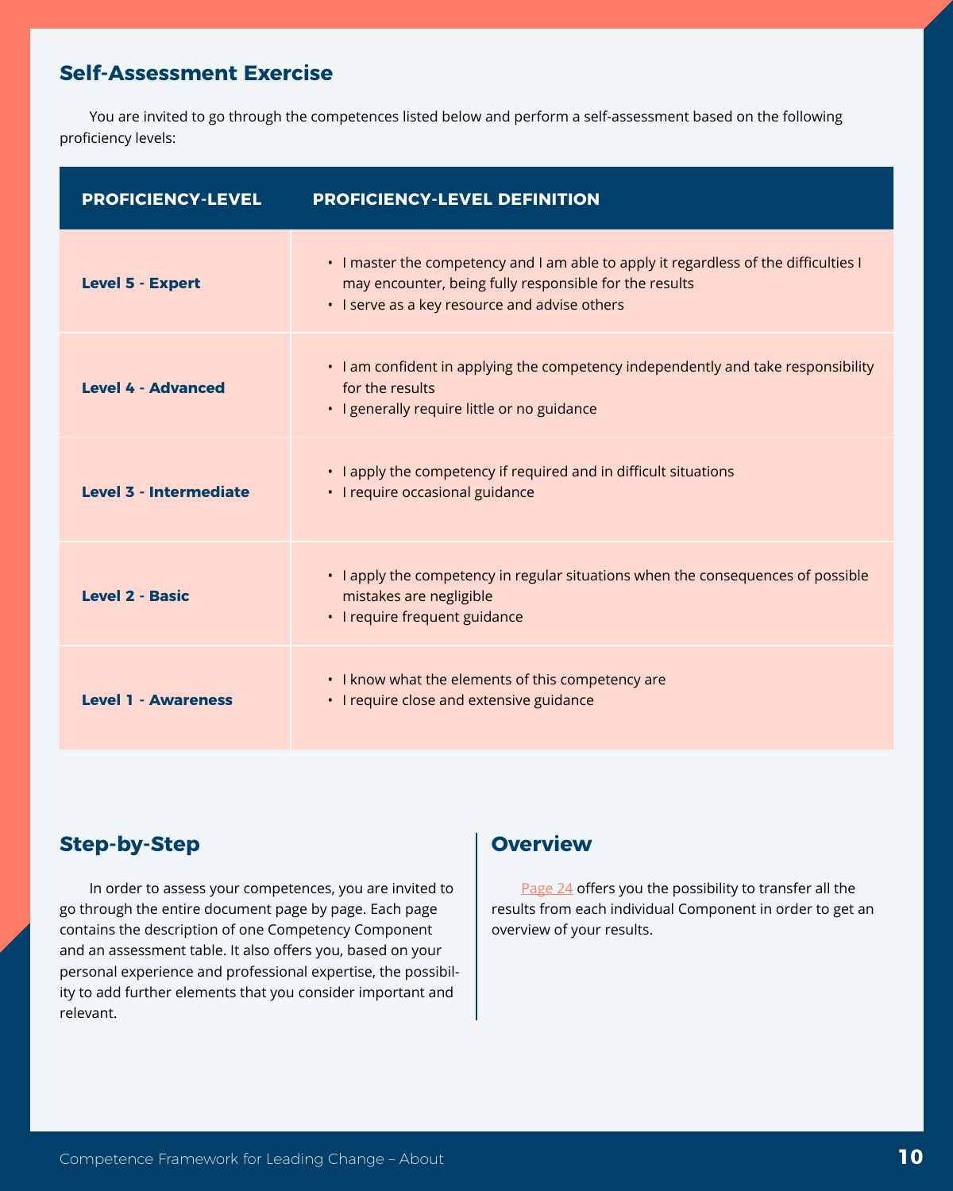## Self-Assessment Exercise

You are invited to go through the competences listed below and perform a self-assessment based on the following proficiency levels:

| PROFICIENCY-LEVEL | PROFICIENCY-LEVEL DEFINITION |
|---|---|
| **Level 5 - Expert** | • I master the competency and I am able to apply it regardless of the difficulties I may encounter, being fully responsible for the results<br>• I serve as a key resource and advise others |
| **Level 4 - Advanced** | • I am confident in applying the competency independently and take responsibility for the results<br>• I generally require little or no guidance |
| **Level 3 - Intermediate** | • I apply the competency if required and in difficult situations<br>• I require occasional guidance |
| **Level 2 - Basic** | • I apply the competency in regular situations when the consequences of possible mistakes are negligible<br>• I require frequent guidance |
| **Level 1 - Awareness** | • I know what the elements of this competency are<br>• I require close and extensive guidance |

## Step-by-Step

In order to assess your competences, you are invited to go through the entire document page by page. Each page contains the description of one Competency Component and an assessment table. It also offers you, based on your personal experience and professional expertise, the possibility to add further elements that you consider important and relevant.

## Overview

Page 24 offers you the possibility to transfer all the results from each individual Component in order to get an overview of your results.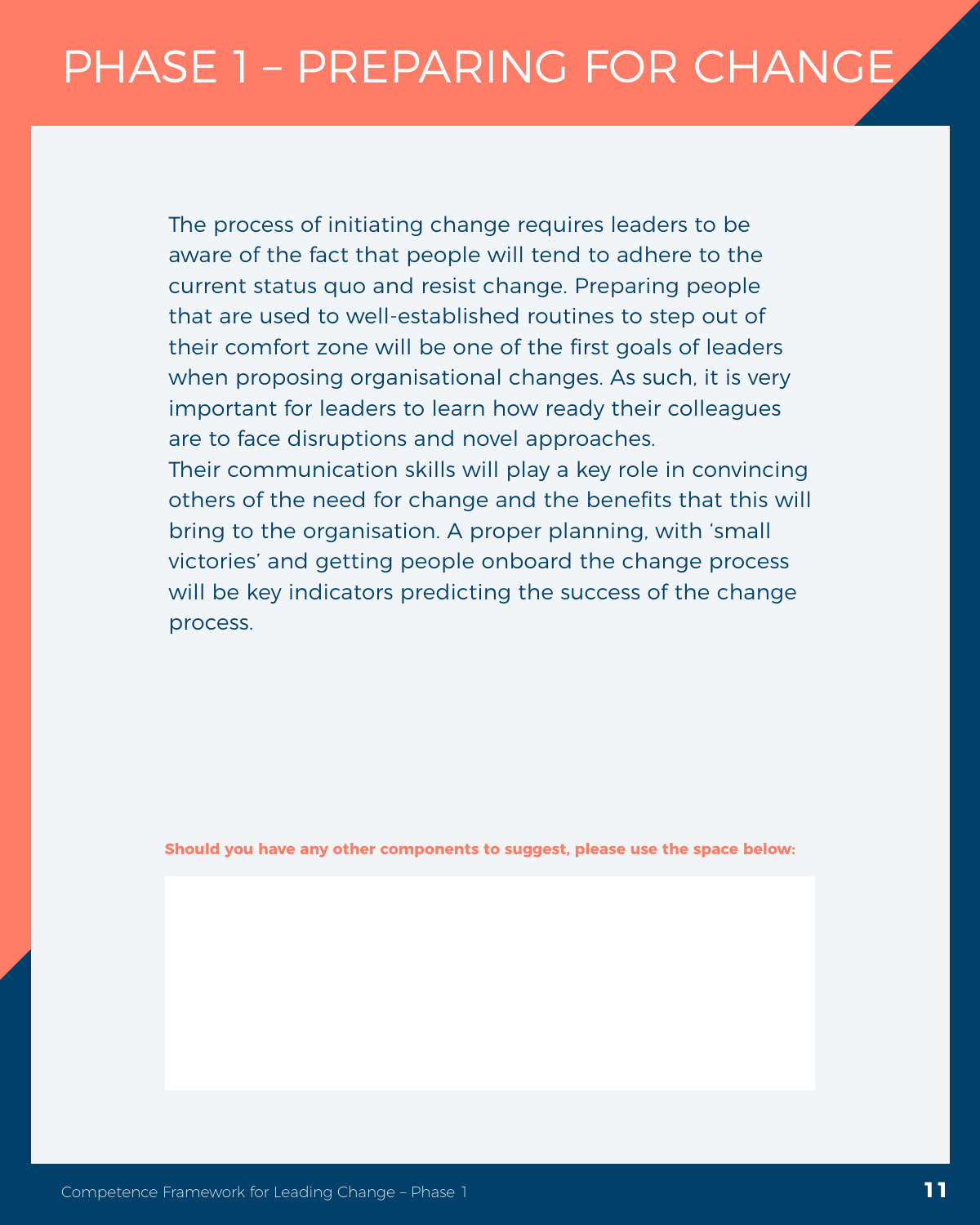# PHASE 1 – PREPARING FOR CHANGE

The process of initiating change requires leaders to be aware of the fact that people will tend to adhere to the current status quo and resist change. Preparing people that are used to well-established routines to step out of their comfort zone will be one of the first goals of leaders when proposing organisational changes. As such, it is very important for leaders to learn how ready their colleagues are to face disruptions and novel approaches.
Their communication skills will play a key role in convincing others of the need for change and the benefits that this will bring to the organisation. A proper planning, with 'small victories' and getting people onboard the change process will be key indicators predicting the success of the change process.

**Should you have any other components to suggest, please use the space below:**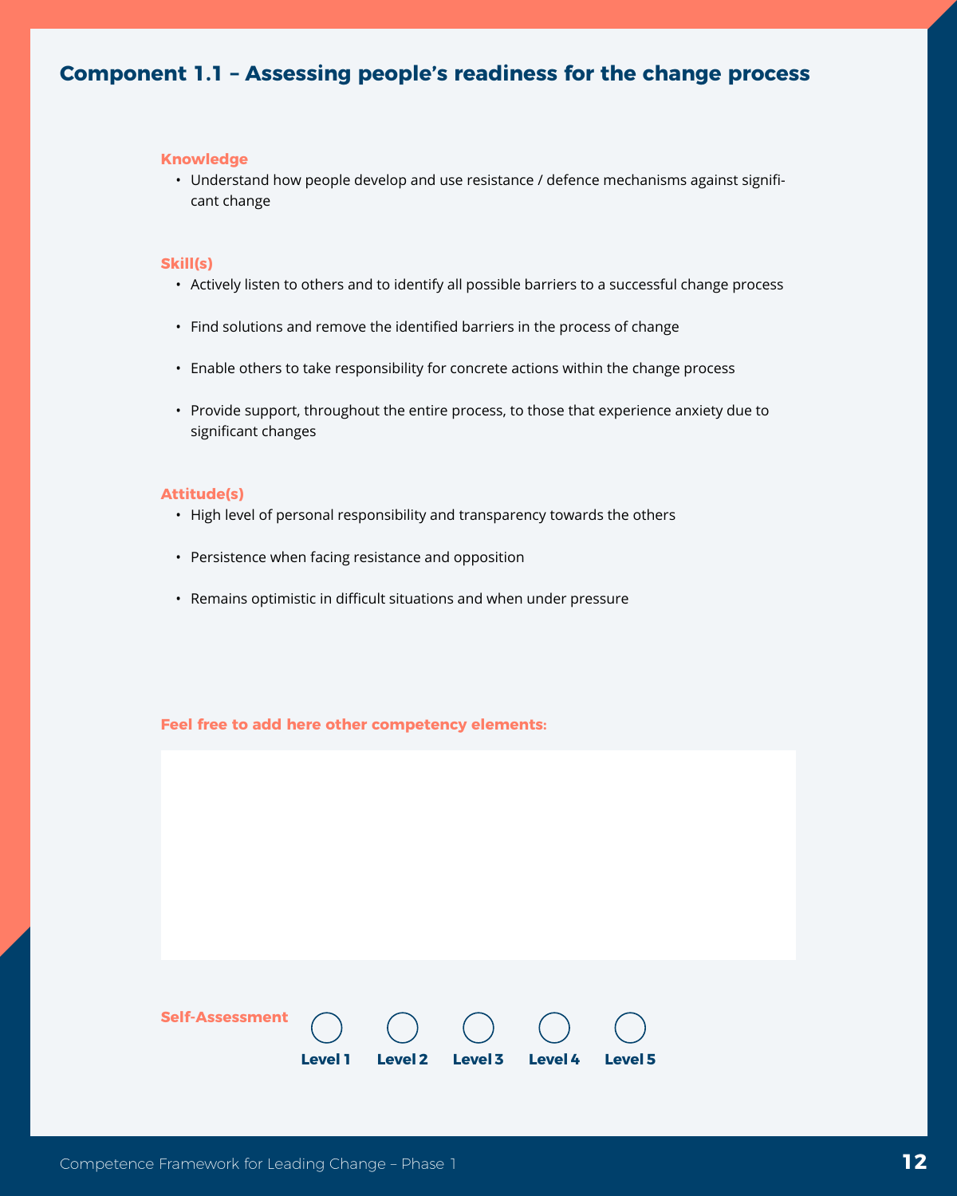## Component 1.1 – Assessing people's readiness for the change process

**Knowledge**

- Understand how people develop and use resistance / defence mechanisms against significant change

**Skill(s)**

- Actively listen to others and to identify all possible barriers to a successful change process
- Find solutions and remove the identified barriers in the process of change
- Enable others to take responsibility for concrete actions within the change process
- Provide support, throughout the entire process, to those that experience anxiety due to significant changes

**Attitude(s)**

- High level of personal responsibility and transparency towards the others
- Persistence when facing resistance and opposition
- Remains optimistic in difficult situations and when under pressure

**Feel free to add here other competency elements:**

**Self-Assessment**

○ Level 1 ○ Level 2 ○ Level 3 ○ Level 4 ○ Level 5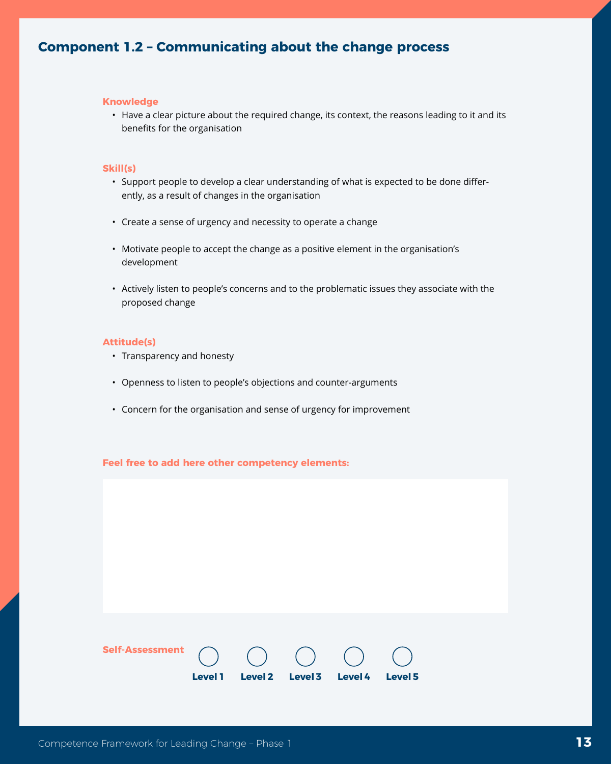## Component 1.2 – Communicating about the change process

**Knowledge**

- Have a clear picture about the required change, its context, the reasons leading to it and its benefits for the organisation

**Skill(s)**

- Support people to develop a clear understanding of what is expected to be done differently, as a result of changes in the organisation
- Create a sense of urgency and necessity to operate a change
- Motivate people to accept the change as a positive element in the organisation's development
- Actively listen to people's concerns and to the problematic issues they associate with the proposed change

**Attitude(s)**

- Transparency and honesty
- Openness to listen to people's objections and counter-arguments
- Concern for the organisation and sense of urgency for improvement

**Feel free to add here other competency elements:**

**Self-Assessment**

○ Level 1 ○ Level 2 ○ Level 3 ○ Level 4 ○ Level 5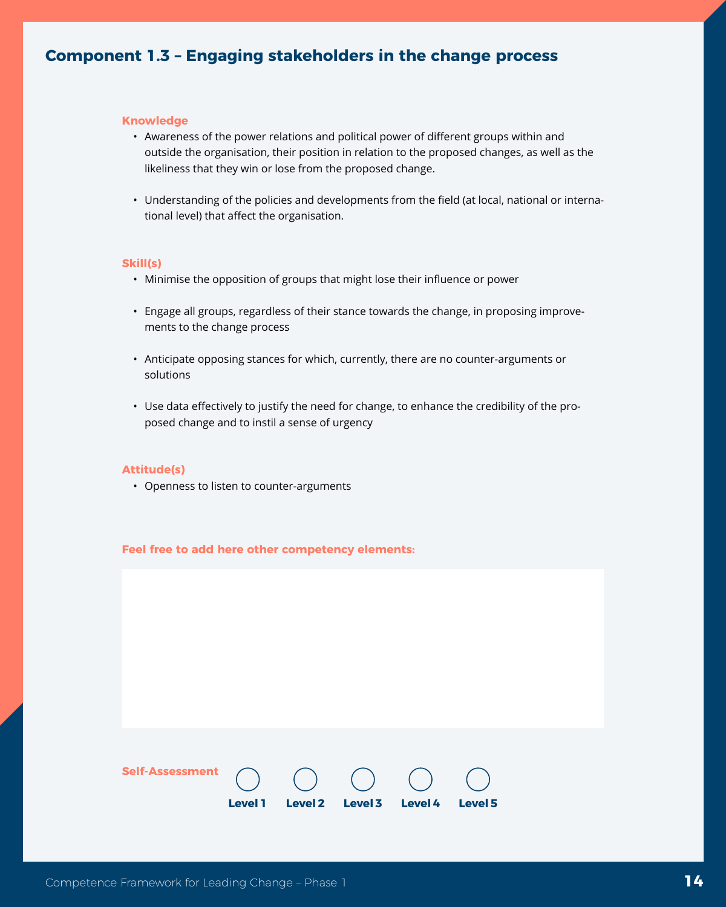## Component 1.3 – Engaging stakeholders in the change process

**Knowledge**

- Awareness of the power relations and political power of different groups within and outside the organisation, their position in relation to the proposed changes, as well as the likeliness that they win or lose from the proposed change.
- Understanding of the policies and developments from the field (at local, national or international level) that affect the organisation.

**Skill(s)**

- Minimise the opposition of groups that might lose their influence or power
- Engage all groups, regardless of their stance towards the change, in proposing improvements to the change process
- Anticipate opposing stances for which, currently, there are no counter-arguments or solutions
- Use data effectively to justify the need for change, to enhance the credibility of the proposed change and to instil a sense of urgency

**Attitude(s)**

- Openness to listen to counter-arguments

**Feel free to add here other competency elements:**

**Self-Assessment** ◯ Level 1 ◯ Level 2 ◯ Level 3 ◯ Level 4 ◯ Level 5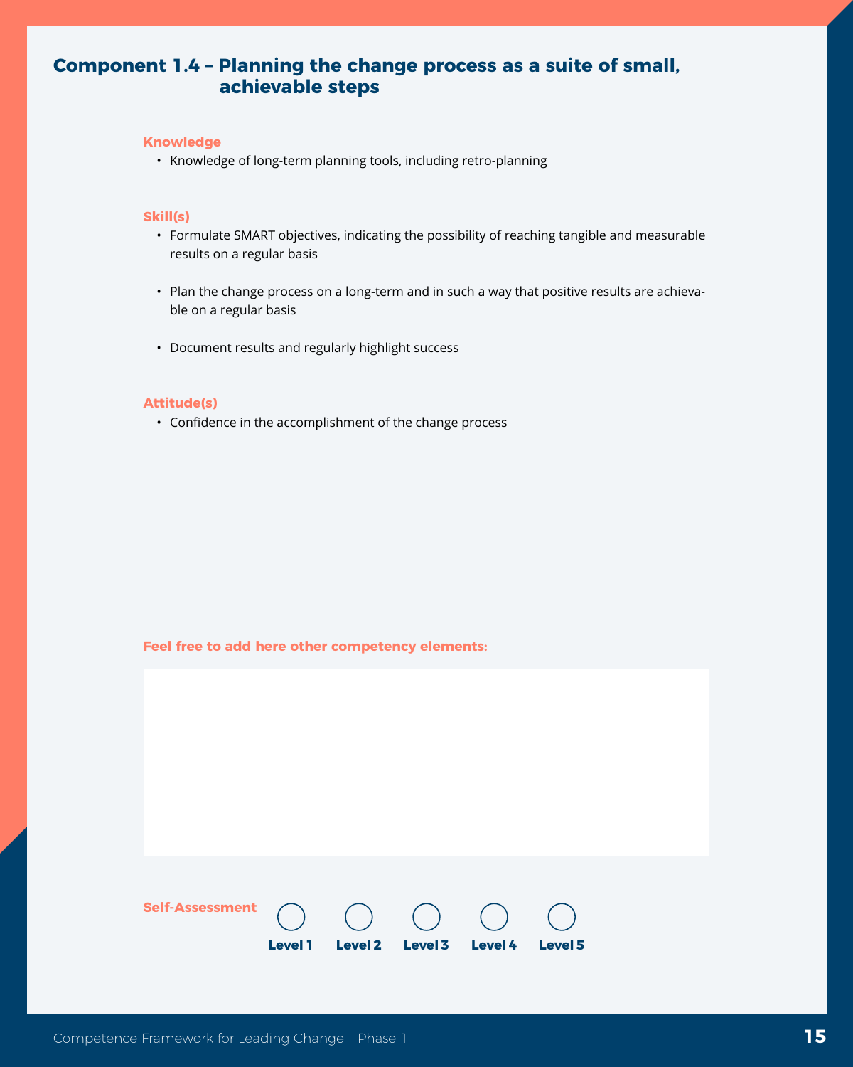## Component 1.4 – Planning the change process as a suite of small, achievable steps

**Knowledge**

- Knowledge of long-term planning tools, including retro-planning

**Skill(s)**

- Formulate SMART objectives, indicating the possibility of reaching tangible and measurable results on a regular basis
- Plan the change process on a long-term and in such a way that positive results are achievable on a regular basis
- Document results and regularly highlight success

**Attitude(s)**

- Confidence in the accomplishment of the change process

**Feel free to add here other competency elements:**

**Self-Assessment**

○ Level 1 ○ Level 2 ○ Level 3 ○ Level 4 ○ Level 5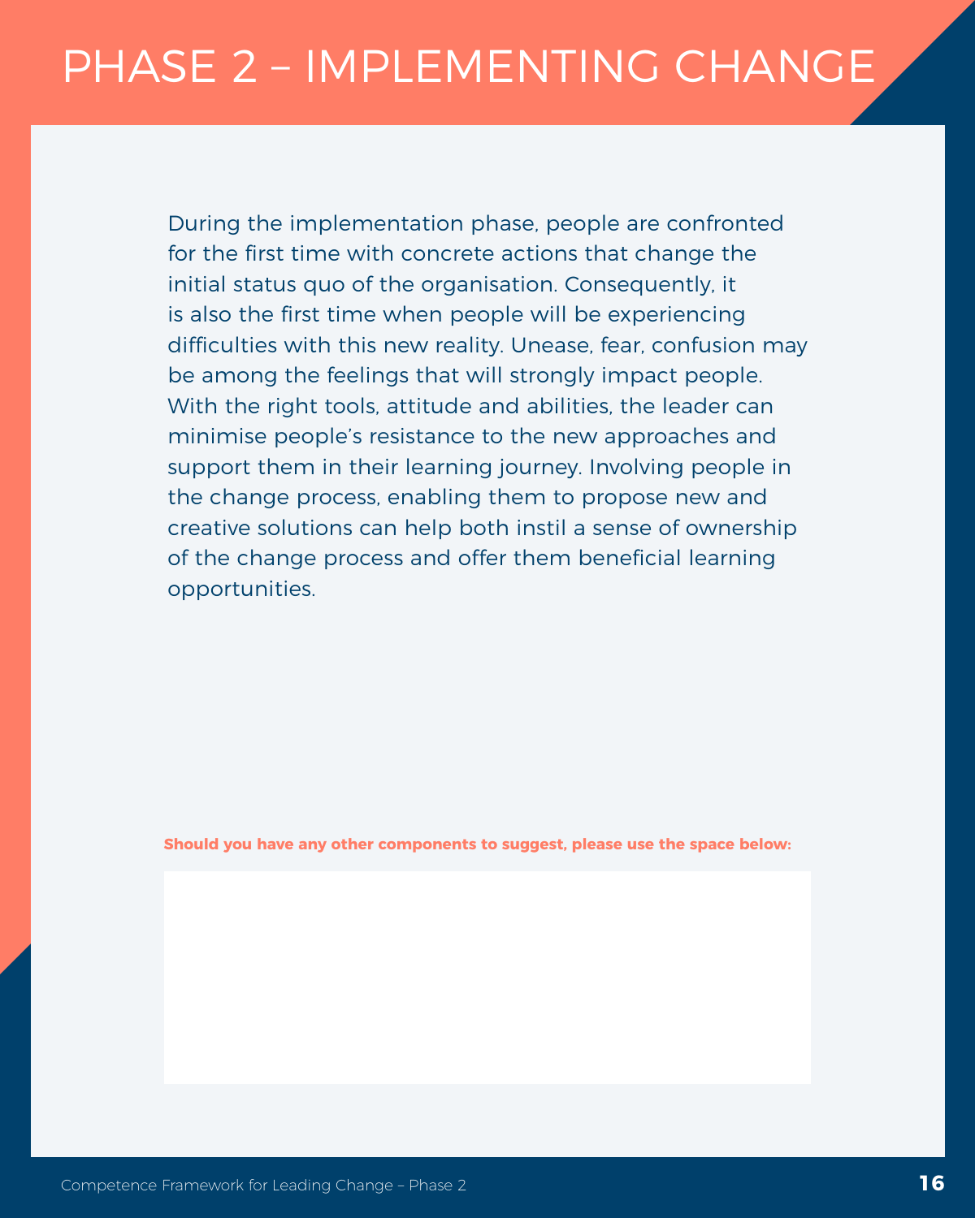# PHASE 2 – IMPLEMENTING CHANGE

During the implementation phase, people are confronted for the first time with concrete actions that change the initial status quo of the organisation. Consequently, it is also the first time when people will be experiencing difficulties with this new reality. Unease, fear, confusion may be among the feelings that will strongly impact people. With the right tools, attitude and abilities, the leader can minimise people's resistance to the new approaches and support them in their learning journey. Involving people in the change process, enabling them to propose new and creative solutions can help both instil a sense of ownership of the change process and offer them beneficial learning opportunities.

**Should you have any other components to suggest, please use the space below:**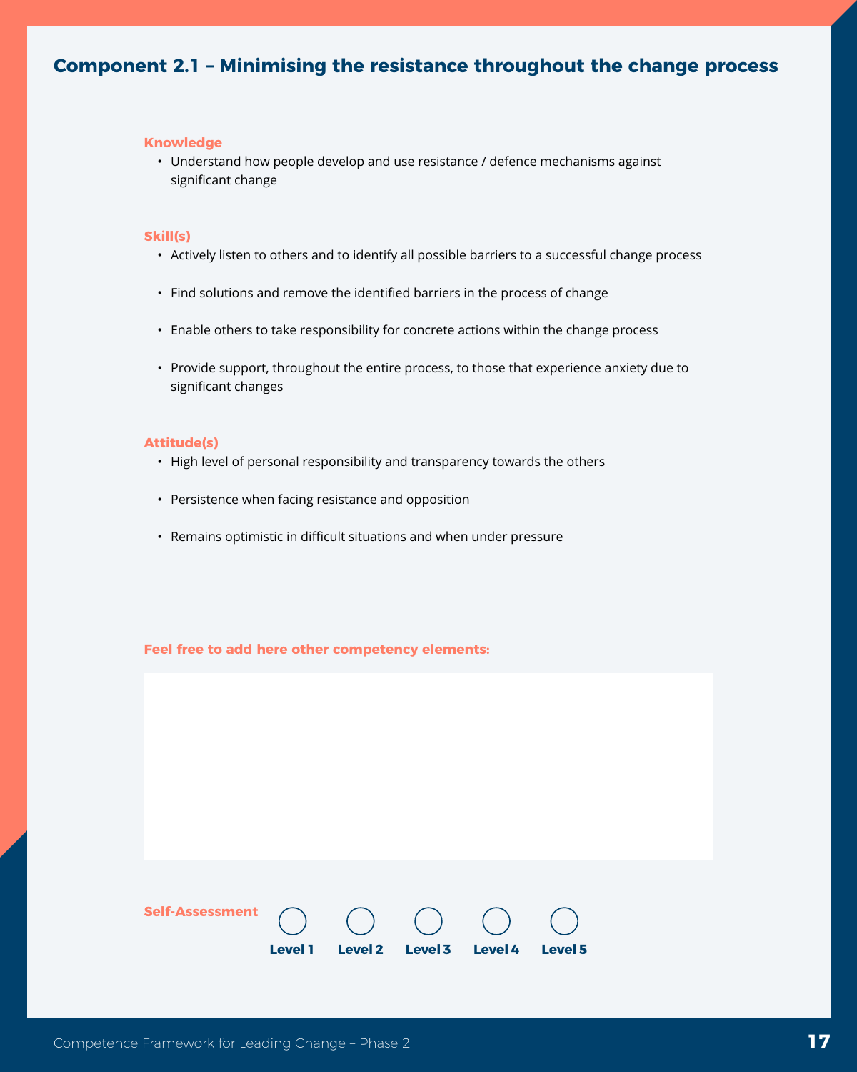## Component 2.1 – Minimising the resistance throughout the change process

**Knowledge**

- Understand how people develop and use resistance / defence mechanisms against significant change

**Skill(s)**

- Actively listen to others and to identify all possible barriers to a successful change process
- Find solutions and remove the identified barriers in the process of change
- Enable others to take responsibility for concrete actions within the change process
- Provide support, throughout the entire process, to those that experience anxiety due to significant changes

**Attitude(s)**

- High level of personal responsibility and transparency towards the others
- Persistence when facing resistance and opposition
- Remains optimistic in difficult situations and when under pressure

**Feel free to add here other competency elements:**

**Self-Assessment**

○ Level 1 ○ Level 2 ○ Level 3 ○ Level 4 ○ Level 5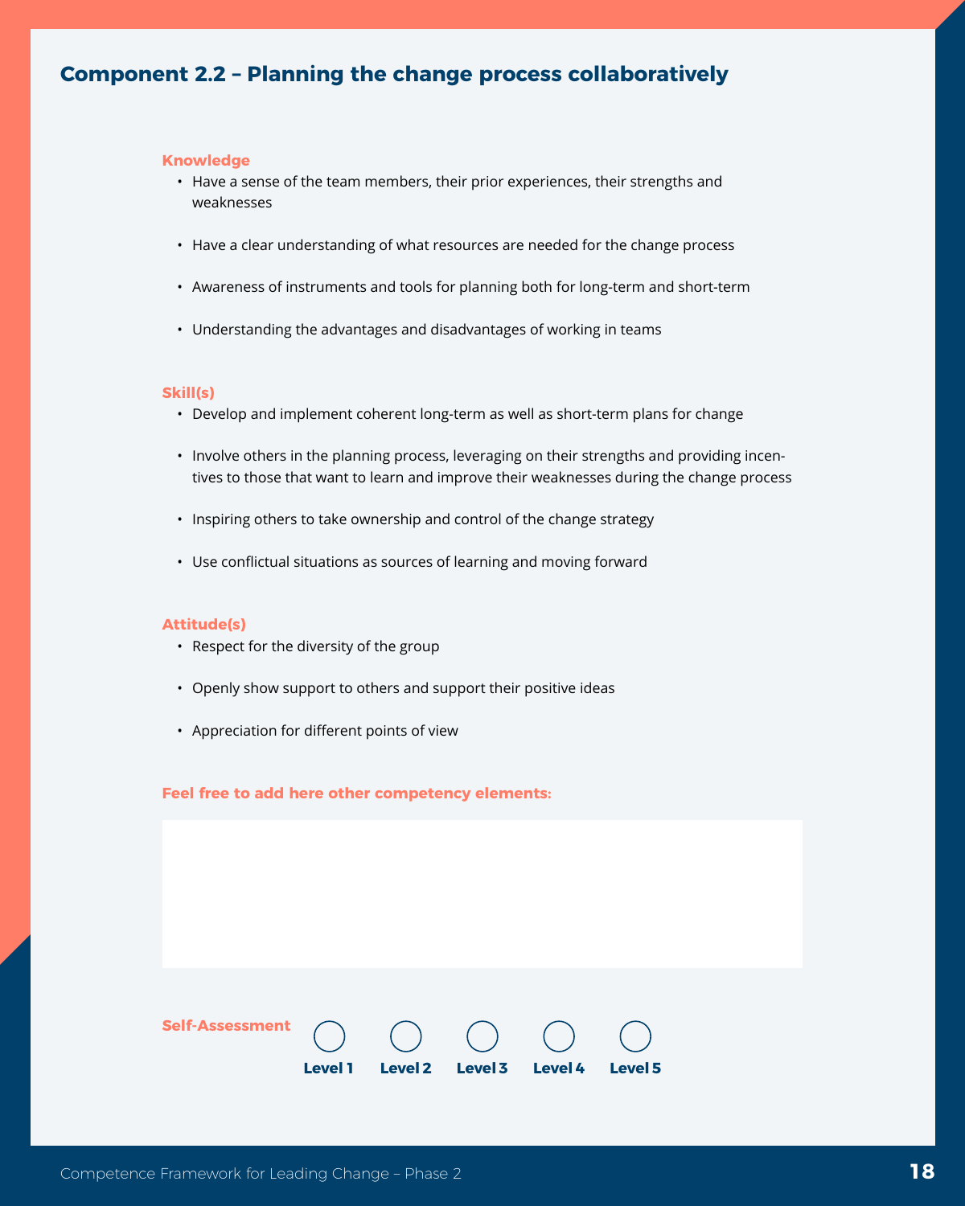## Component 2.2 – Planning the change process collaboratively

**Knowledge**

- Have a sense of the team members, their prior experiences, their strengths and weaknesses
- Have a clear understanding of what resources are needed for the change process
- Awareness of instruments and tools for planning both for long-term and short-term
- Understanding the advantages and disadvantages of working in teams

**Skill(s)**

- Develop and implement coherent long-term as well as short-term plans for change
- Involve others in the planning process, leveraging on their strengths and providing incentives to those that want to learn and improve their weaknesses during the change process
- Inspiring others to take ownership and control of the change strategy
- Use conflictual situations as sources of learning and moving forward

**Attitude(s)**

- Respect for the diversity of the group
- Openly show support to others and support their positive ideas
- Appreciation for different points of view

**Feel free to add here other competency elements:**

**Self-Assessment**

○ Level 1 ○ Level 2 ○ Level 3 ○ Level 4 ○ Level 5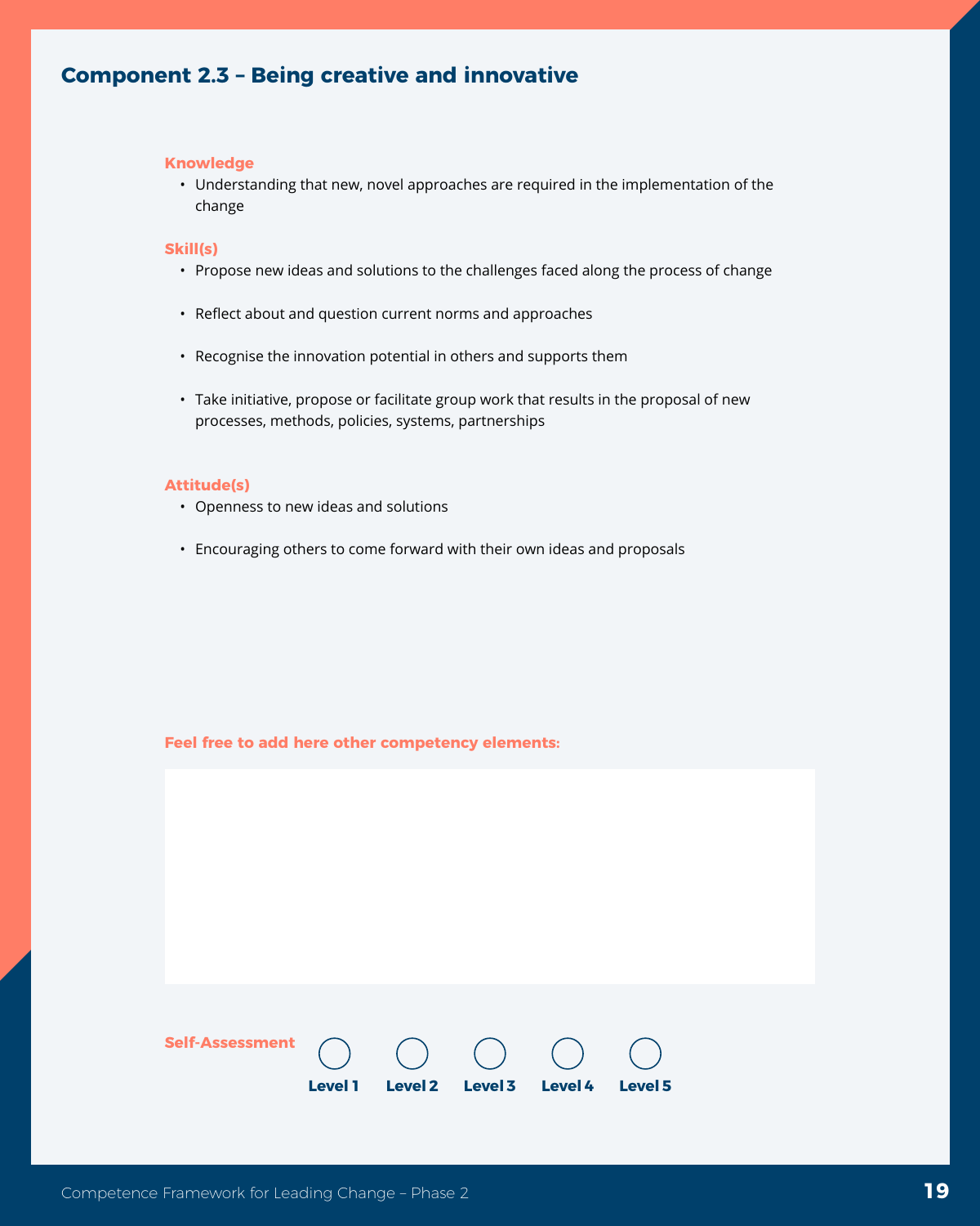## Component 2.3 – Being creative and innovative

**Knowledge**

- Understanding that new, novel approaches are required in the implementation of the change

**Skill(s)**

- Propose new ideas and solutions to the challenges faced along the process of change
- Reflect about and question current norms and approaches
- Recognise the innovation potential in others and supports them
- Take initiative, propose or facilitate group work that results in the proposal of new processes, methods, policies, systems, partnerships

**Attitude(s)**

- Openness to new ideas and solutions
- Encouraging others to come forward with their own ideas and proposals

**Feel free to add here other competency elements:**

**Self-Assessment**

○ Level 1 ○ Level 2 ○ Level 3 ○ Level 4 ○ Level 5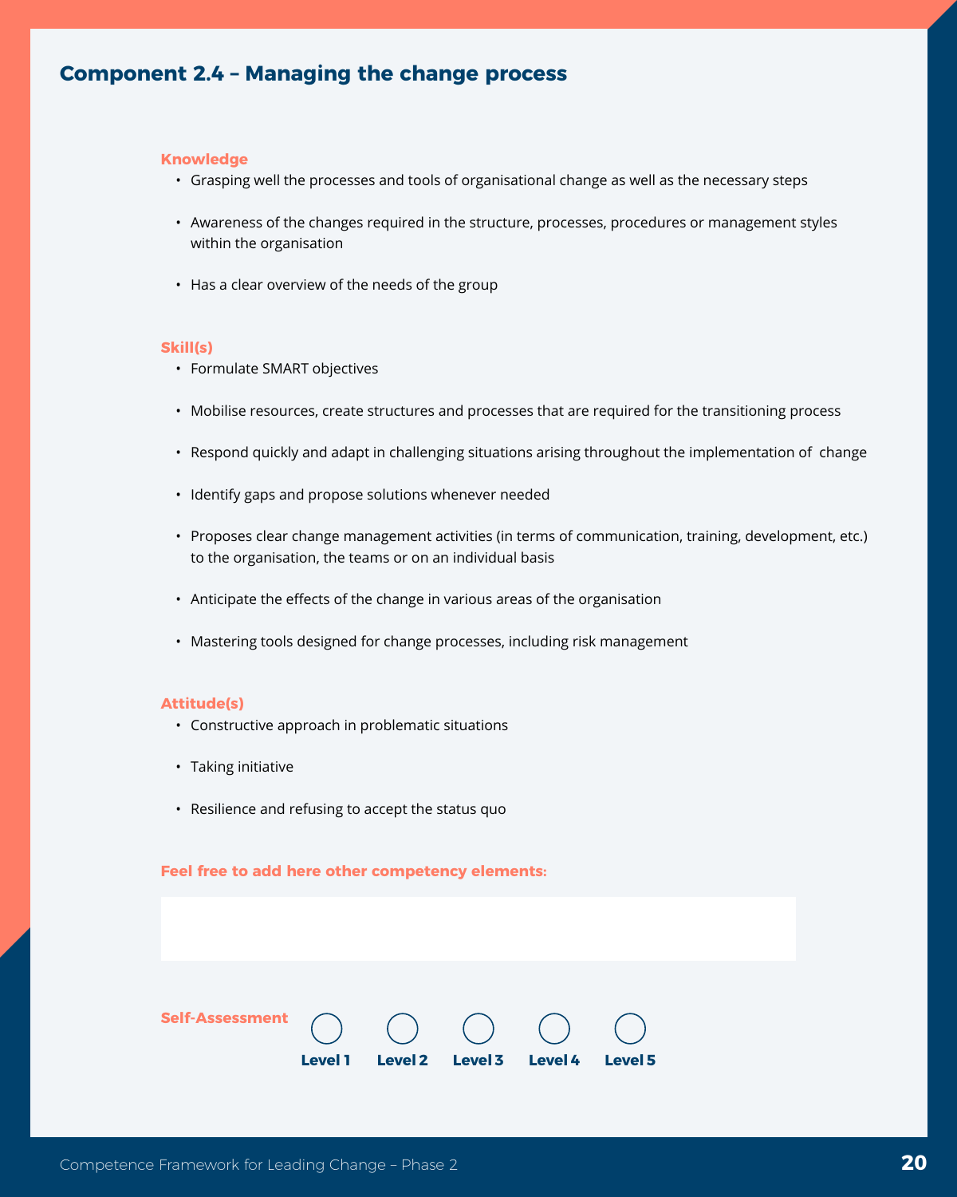## Component 2.4 – Managing the change process

**Knowledge**

- Grasping well the processes and tools of organisational change as well as the necessary steps
- Awareness of the changes required in the structure, processes, procedures or management styles within the organisation
- Has a clear overview of the needs of the group

**Skill(s)**

- Formulate SMART objectives
- Mobilise resources, create structures and processes that are required for the transitioning process
- Respond quickly and adapt in challenging situations arising throughout the implementation of change
- Identify gaps and propose solutions whenever needed
- Proposes clear change management activities (in terms of communication, training, development, etc.) to the organisation, the teams or on an individual basis
- Anticipate the effects of the change in various areas of the organisation
- Mastering tools designed for change processes, including risk management

**Attitude(s)**

- Constructive approach in problematic situations
- Taking initiative
- Resilience and refusing to accept the status quo

**Feel free to add here other competency elements:**

**Self-Assessment** ○ Level 1 ○ Level 2 ○ Level 3 ○ Level 4 ○ Level 5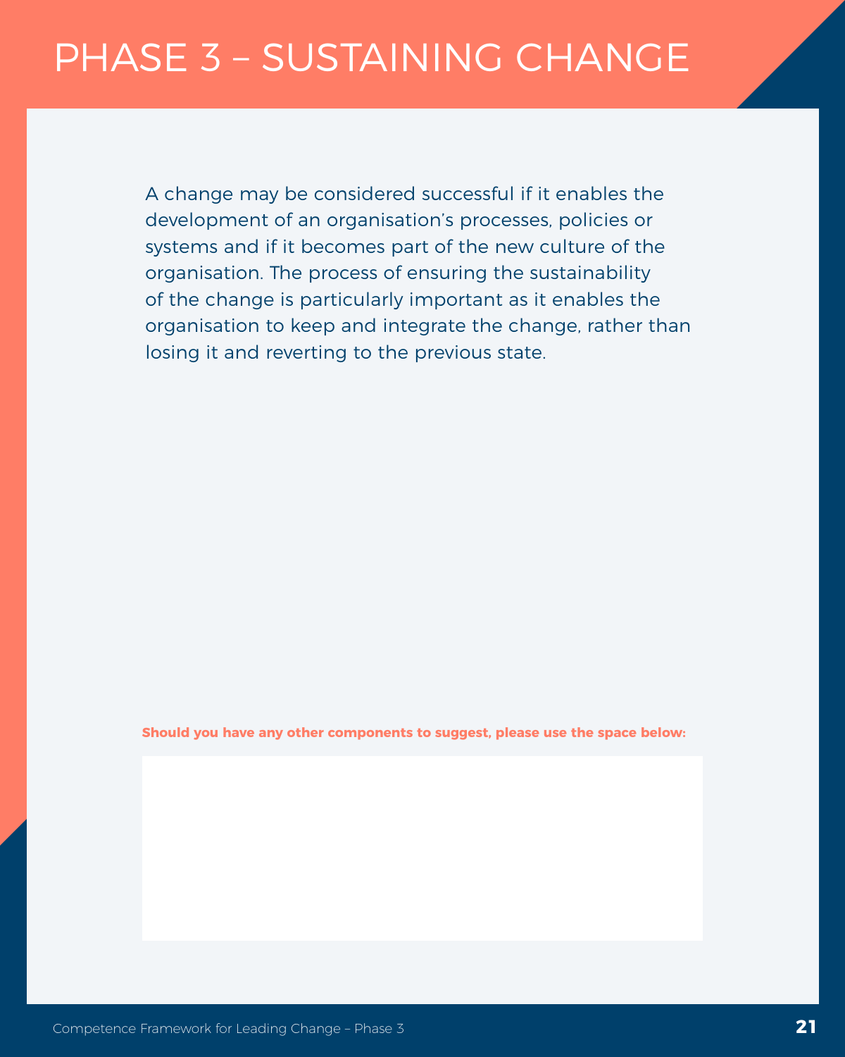# PHASE 3 – SUSTAINING CHANGE

A change may be considered successful if it enables the development of an organisation's processes, policies or systems and if it becomes part of the new culture of the organisation. The process of ensuring the sustainability of the change is particularly important as it enables the organisation to keep and integrate the change, rather than losing it and reverting to the previous state.

**Should you have any other components to suggest, please use the space below:**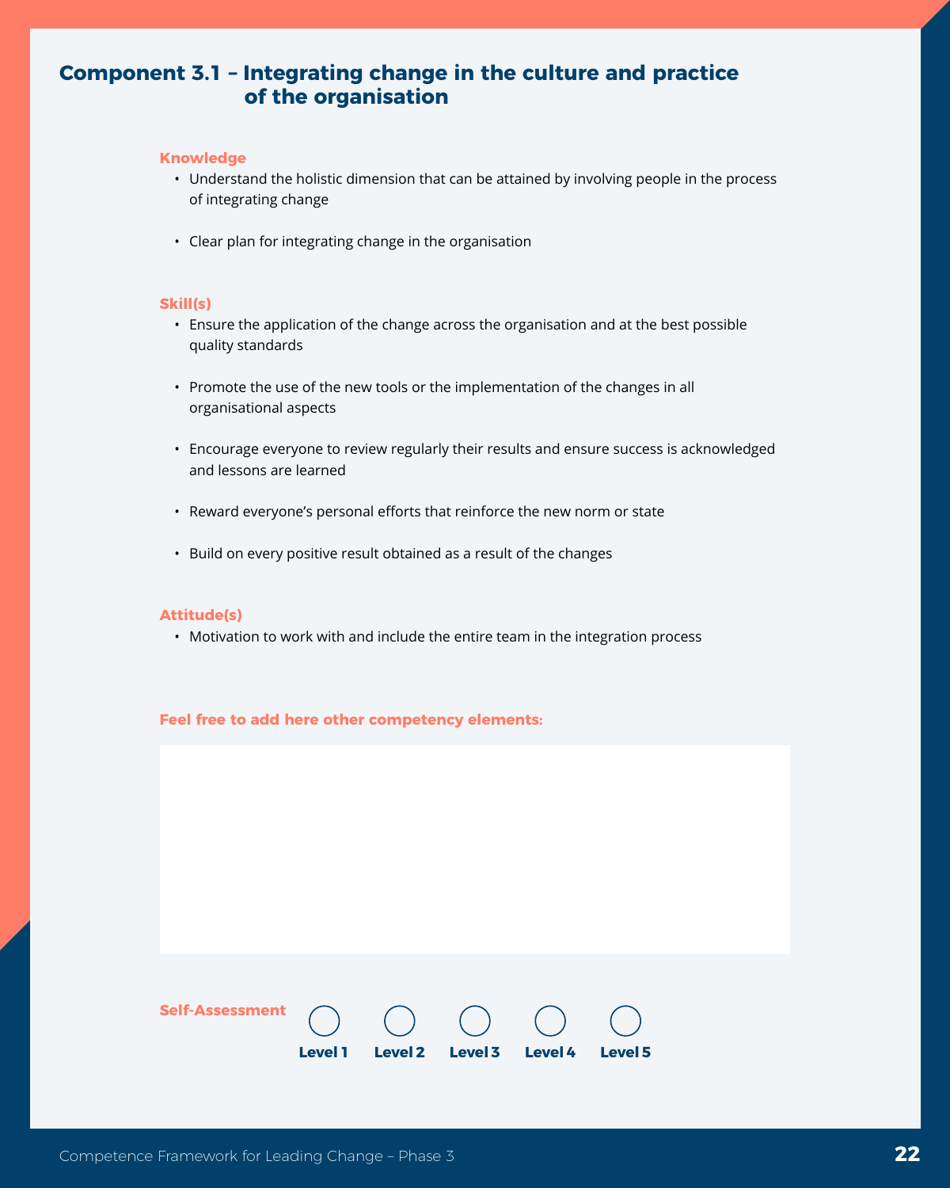## Component 3.1 – Integrating change in the culture and practice of the organisation

**Knowledge**

- Understand the holistic dimension that can be attained by involving people in the process of integrating change
- Clear plan for integrating change in the organisation

**Skill(s)**

- Ensure the application of the change across the organisation and at the best possible quality standards
- Promote the use of the new tools or the implementation of the changes in all organisational aspects
- Encourage everyone to review regularly their results and ensure success is acknowledged and lessons are learned
- Reward everyone's personal efforts that reinforce the new norm or state
- Build on every positive result obtained as a result of the changes

**Attitude(s)**

- Motivation to work with and include the entire team in the integration process

**Feel free to add here other competency elements:**

**Self-Assessment**

○ Level 1 ○ Level 2 ○ Level 3 ○ Level 4 ○ Level 5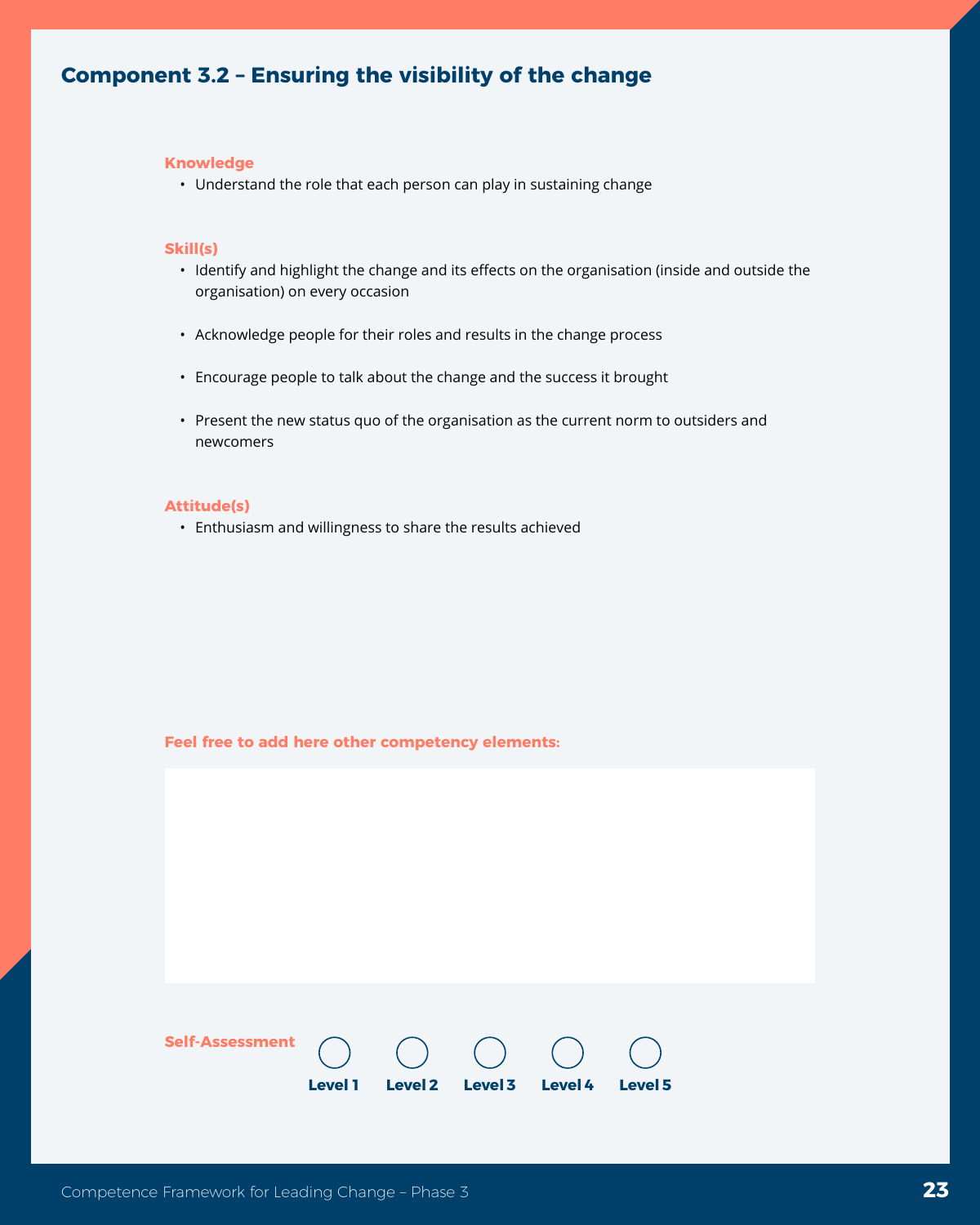## Component 3.2 – Ensuring the visibility of the change

**Knowledge**

- Understand the role that each person can play in sustaining change

**Skill(s)**

- Identify and highlight the change and its effects on the organisation (inside and outside the organisation) on every occasion
- Acknowledge people for their roles and results in the change process
- Encourage people to talk about the change and the success it brought
- Present the new status quo of the organisation as the current norm to outsiders and newcomers

**Attitude(s)**

- Enthusiasm and willingness to share the results achieved

**Feel free to add here other competency elements:**

**Self-Assessment**

○ Level 1 ○ Level 2 ○ Level 3 ○ Level 4 ○ Level 5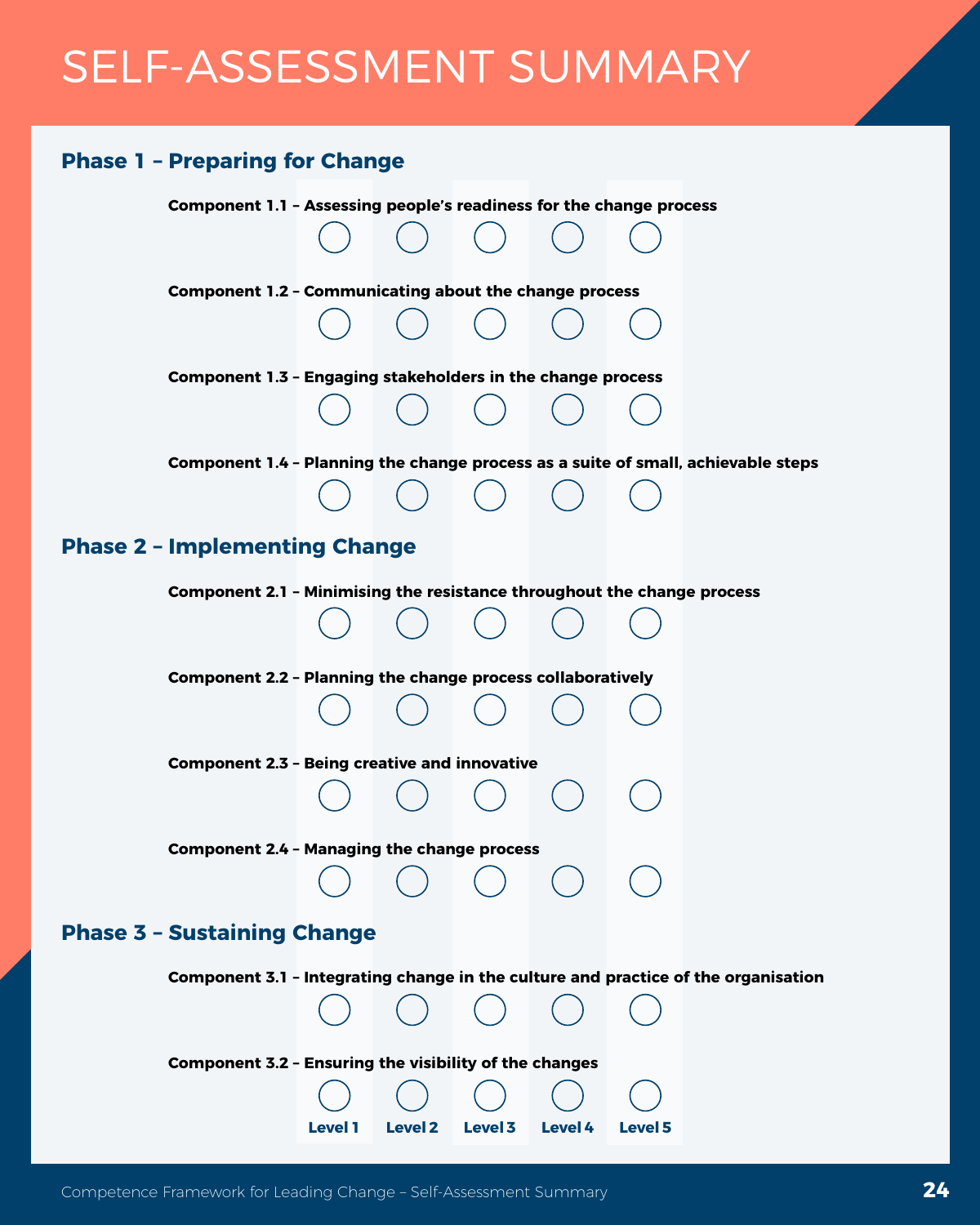# SELF-ASSESSMENT SUMMARY

## Phase 1 – Preparing for Change

| | Level 1 | Level 2 | Level 3 | Level 4 | Level 5 |
|---|---|---|---|---|---|
| **Component 1.1 – Assessing people's readiness for the change process** | ○ | ○ | ○ | ○ | ○ |
| **Component 1.2 – Communicating about the change process** | ○ | ○ | ○ | ○ | ○ |
| **Component 1.3 – Engaging stakeholders in the change process** | ○ | ○ | ○ | ○ | ○ |
| **Component 1.4 – Planning the change process as a suite of small, achievable steps** | ○ | ○ | ○ | ○ | ○ |

## Phase 2 – Implementing Change

| | Level 1 | Level 2 | Level 3 | Level 4 | Level 5 |
|---|---|---|---|---|---|
| **Component 2.1 – Minimising the resistance throughout the change process** | ○ | ○ | ○ | ○ | ○ |
| **Component 2.2 – Planning the change process collaboratively** | ○ | ○ | ○ | ○ | ○ |
| **Component 2.3 – Being creative and innovative** | ○ | ○ | ○ | ○ | ○ |
| **Component 2.4 – Managing the change process** | ○ | ○ | ○ | ○ | ○ |

## Phase 3 – Sustaining Change

| | Level 1 | Level 2 | Level 3 | Level 4 | Level 5 |
|---|---|---|---|---|---|
| **Component 3.1 – Integrating change in the culture and practice of the organisation** | ○ | ○ | ○ | ○ | ○ |
| **Component 3.2 – Ensuring the visibility of the changes** | ○ | ○ | ○ | ○ | ○ |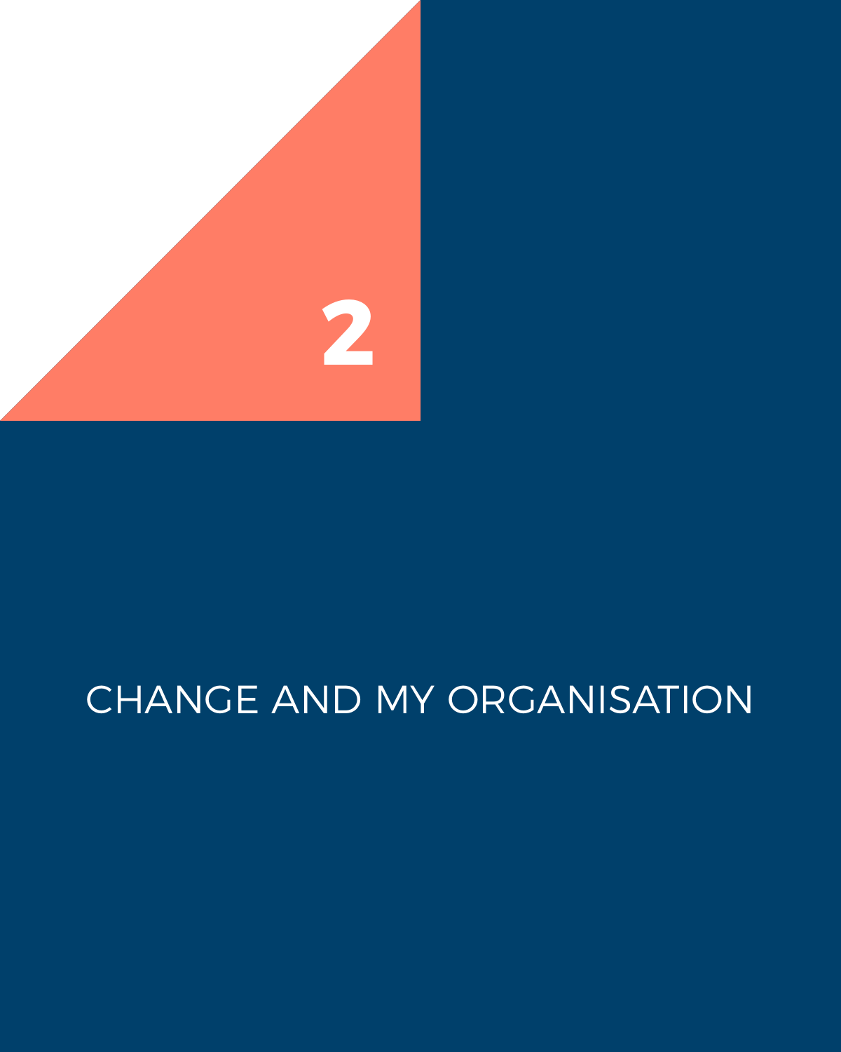# 2

# CHANGE AND MY ORGANISATION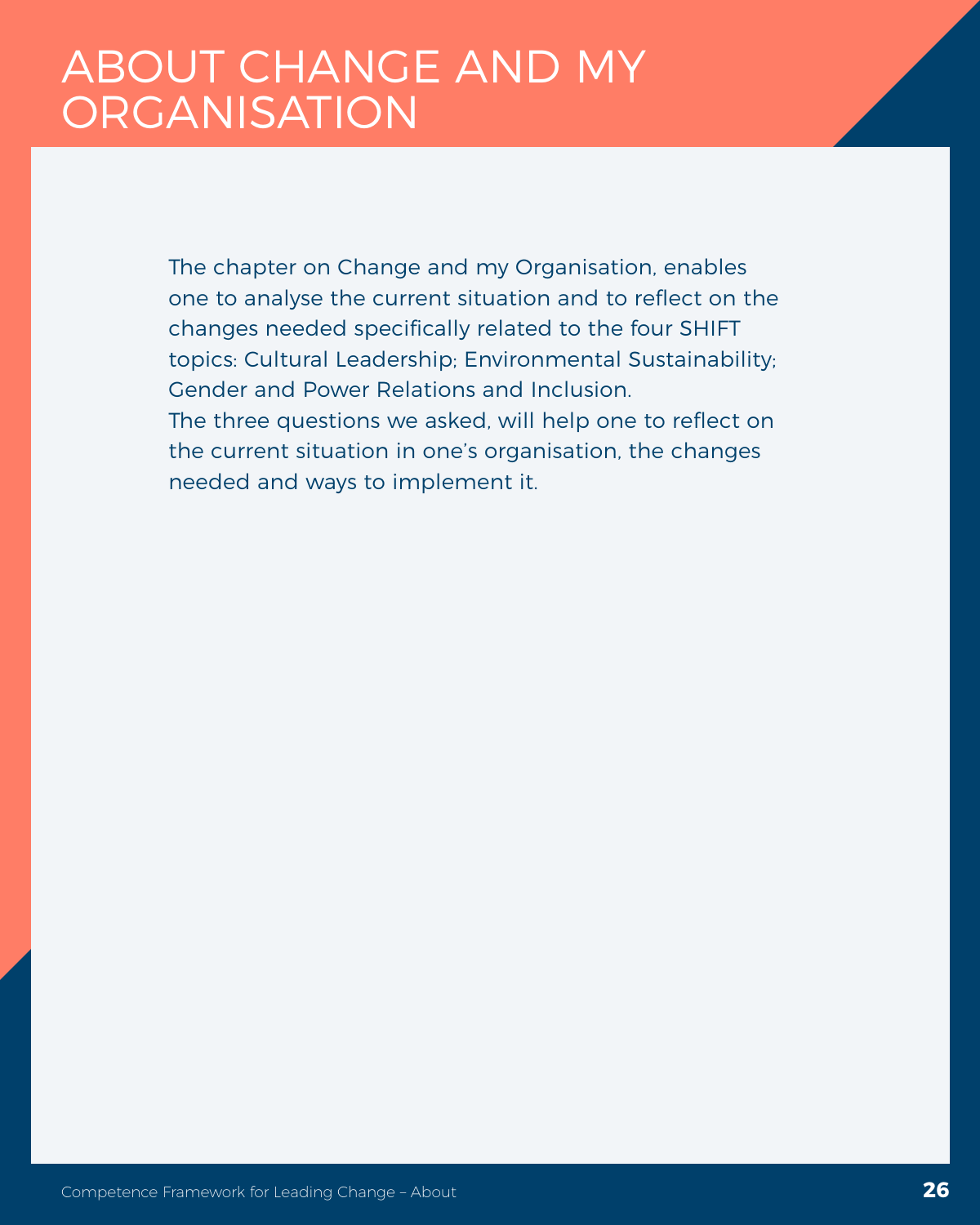# ABOUT CHANGE AND MY ORGANISATION

The chapter on Change and my Organisation, enables one to analyse the current situation and to reflect on the changes needed specifically related to the four SHIFT topics: Cultural Leadership; Environmental Sustainability; Gender and Power Relations and Inclusion.
The three questions we asked, will help one to reflect on the current situation in one's organisation, the changes needed and ways to implement it.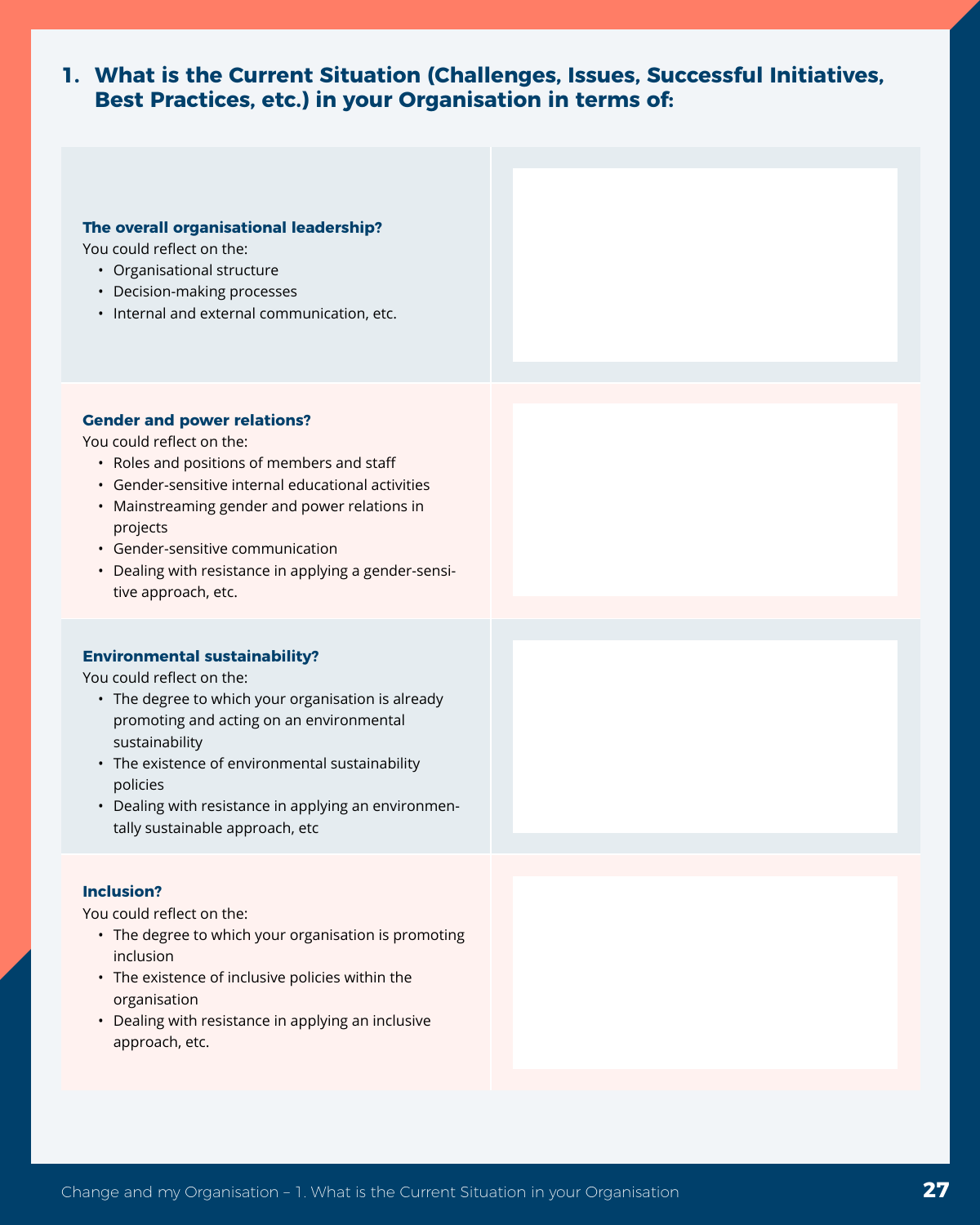## 1. What is the Current Situation (Challenges, Issues, Successful Initiatives, Best Practices, etc.) in your Organisation in terms of:

| | |
|---|---|
| **The overall organisational leadership?**<br>You could reflect on the:<br>• Organisational structure<br>• Decision-making processes<br>• Internal and external communication, etc. | |
| **Gender and power relations?**<br>You could reflect on the:<br>• Roles and positions of members and staff<br>• Gender-sensitive internal educational activities<br>• Mainstreaming gender and power relations in projects<br>• Gender-sensitive communication<br>• Dealing with resistance in applying a gender-sensitive approach, etc. | |
| **Environmental sustainability?**<br>You could reflect on the:<br>• The degree to which your organisation is already promoting and acting on an environmental sustainability<br>• The existence of environmental sustainability policies<br>• Dealing with resistance in applying an environmentally sustainable approach, etc | |
| **Inclusion?**<br>You could reflect on the:<br>• The degree to which your organisation is promoting inclusion<br>• The existence of inclusive policies within the organisation<br>• Dealing with resistance in applying an inclusive approach, etc. | |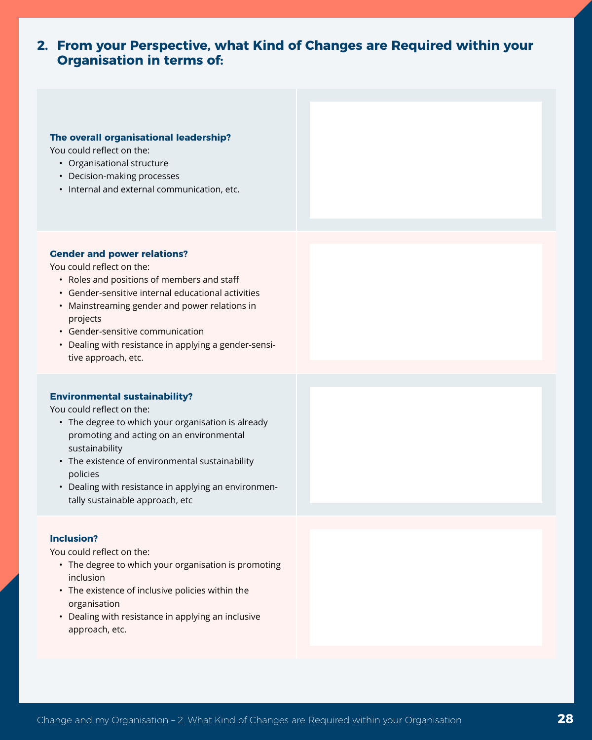## 2. From your Perspective, what Kind of Changes are Required within your Organisation in terms of:

| | |
|---|---|
| **The overall organisational leadership?**<br>You could reflect on the:<br>• Organisational structure<br>• Decision-making processes<br>• Internal and external communication, etc. | |
| **Gender and power relations?**<br>You could reflect on the:<br>• Roles and positions of members and staff<br>• Gender-sensitive internal educational activities<br>• Mainstreaming gender and power relations in projects<br>• Gender-sensitive communication<br>• Dealing with resistance in applying a gender-sensitive approach, etc. | |
| **Environmental sustainability?**<br>You could reflect on the:<br>• The degree to which your organisation is already promoting and acting on an environmental sustainability<br>• The existence of environmental sustainability policies<br>• Dealing with resistance in applying an environmentally sustainable approach, etc | |
| **Inclusion?**<br>You could reflect on the:<br>• The degree to which your organisation is promoting inclusion<br>• The existence of inclusive policies within the organisation<br>• Dealing with resistance in applying an inclusive approach, etc. | |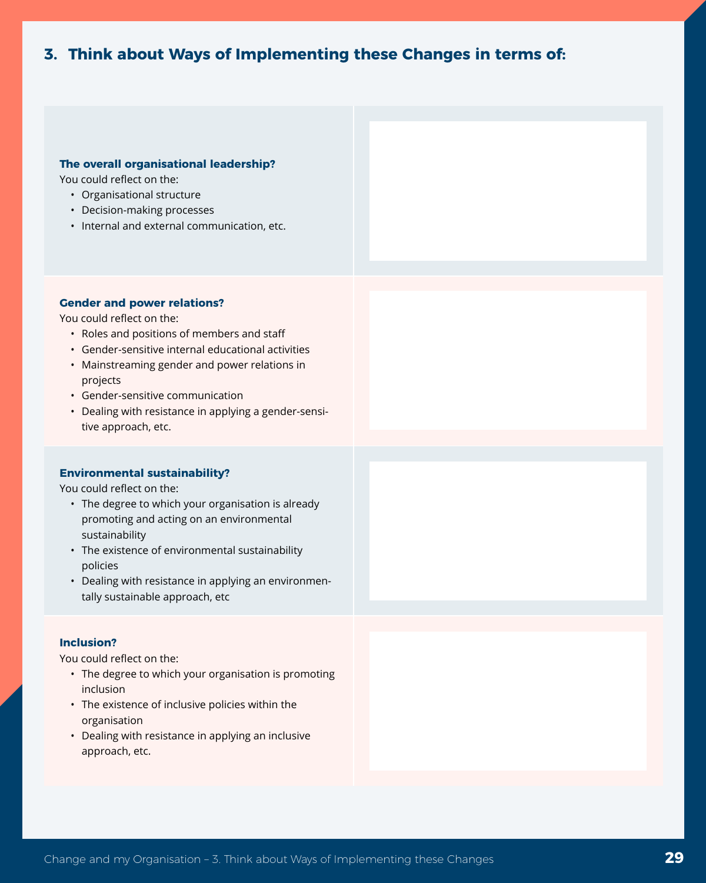## 3. Think about Ways of Implementing these Changes in terms of:

| | |
|---|---|
| **The overall organisational leadership?**<br>You could reflect on the:<br>• Organisational structure<br>• Decision-making processes<br>• Internal and external communication, etc. | |
| **Gender and power relations?**<br>You could reflect on the:<br>• Roles and positions of members and staff<br>• Gender-sensitive internal educational activities<br>• Mainstreaming gender and power relations in projects<br>• Gender-sensitive communication<br>• Dealing with resistance in applying a gender-sensitive approach, etc. | |
| **Environmental sustainability?**<br>You could reflect on the:<br>• The degree to which your organisation is already promoting and acting on an environmental sustainability<br>• The existence of environmental sustainability policies<br>• Dealing with resistance in applying an environmentally sustainable approach, etc | |
| **Inclusion?**<br>You could reflect on the:<br>• The degree to which your organisation is promoting inclusion<br>• The existence of inclusive policies within the organisation<br>• Dealing with resistance in applying an inclusive approach, etc. | |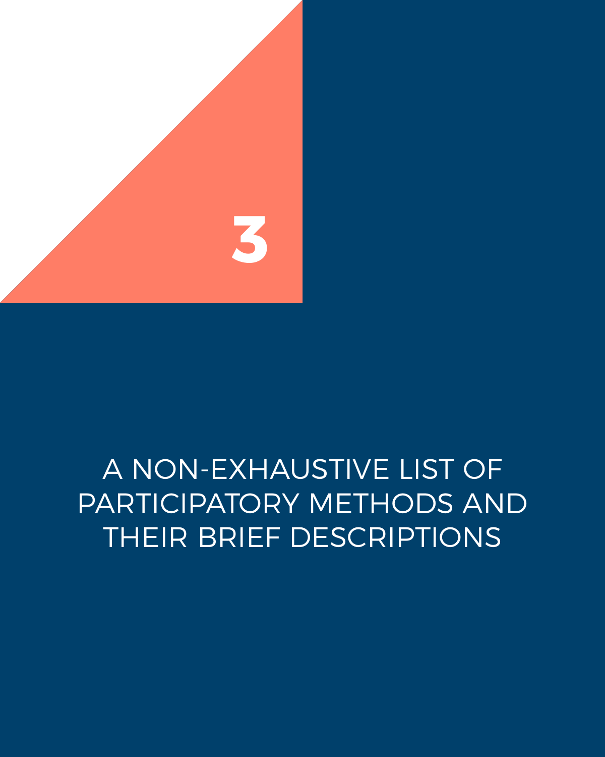# 3

# A NON-EXHAUSTIVE LIST OF PARTICIPATORY METHODS AND THEIR BRIEF DESCRIPTIONS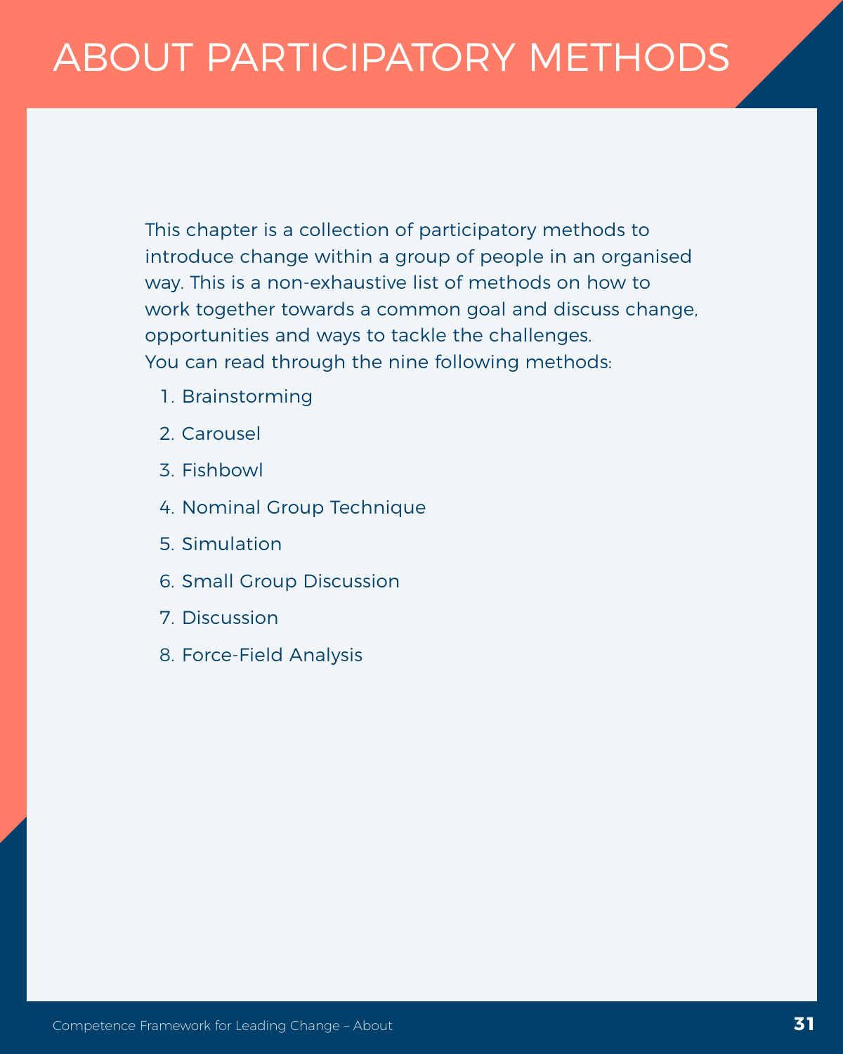# ABOUT PARTICIPATORY METHODS

This chapter is a collection of participatory methods to introduce change within a group of people in an organised way. This is a non-exhaustive list of methods on how to work together towards a common goal and discuss change, opportunities and ways to tackle the challenges.
You can read through the nine following methods:

1. Brainstorming
2. Carousel
3. Fishbowl
4. Nominal Group Technique
5. Simulation
6. Small Group Discussion
7. Discussion
8. Force-Field Analysis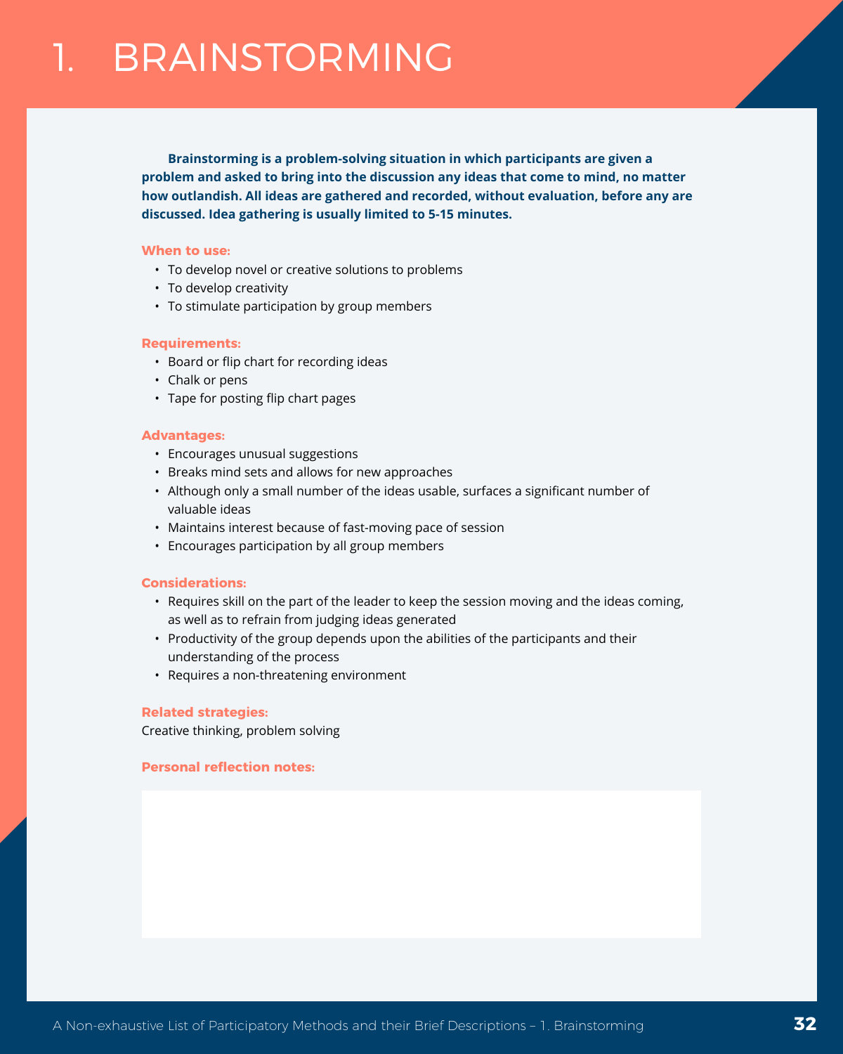# 1. BRAINSTORMING

**Brainstorming is a problem-solving situation in which participants are given a problem and asked to bring into the discussion any ideas that come to mind, no matter how outlandish. All ideas are gathered and recorded, without evaluation, before any are discussed. Idea gathering is usually limited to 5-15 minutes.**

**When to use:**

- To develop novel or creative solutions to problems
- To develop creativity
- To stimulate participation by group members

**Requirements:**

- Board or flip chart for recording ideas
- Chalk or pens
- Tape for posting flip chart pages

**Advantages:**

- Encourages unusual suggestions
- Breaks mind sets and allows for new approaches
- Although only a small number of the ideas usable, surfaces a significant number of valuable ideas
- Maintains interest because of fast-moving pace of session
- Encourages participation by all group members

**Considerations:**

- Requires skill on the part of the leader to keep the session moving and the ideas coming, as well as to refrain from judging ideas generated
- Productivity of the group depends upon the abilities of the participants and their understanding of the process
- Requires a non-threatening environment

**Related strategies:**

Creative thinking, problem solving

**Personal reflection notes:**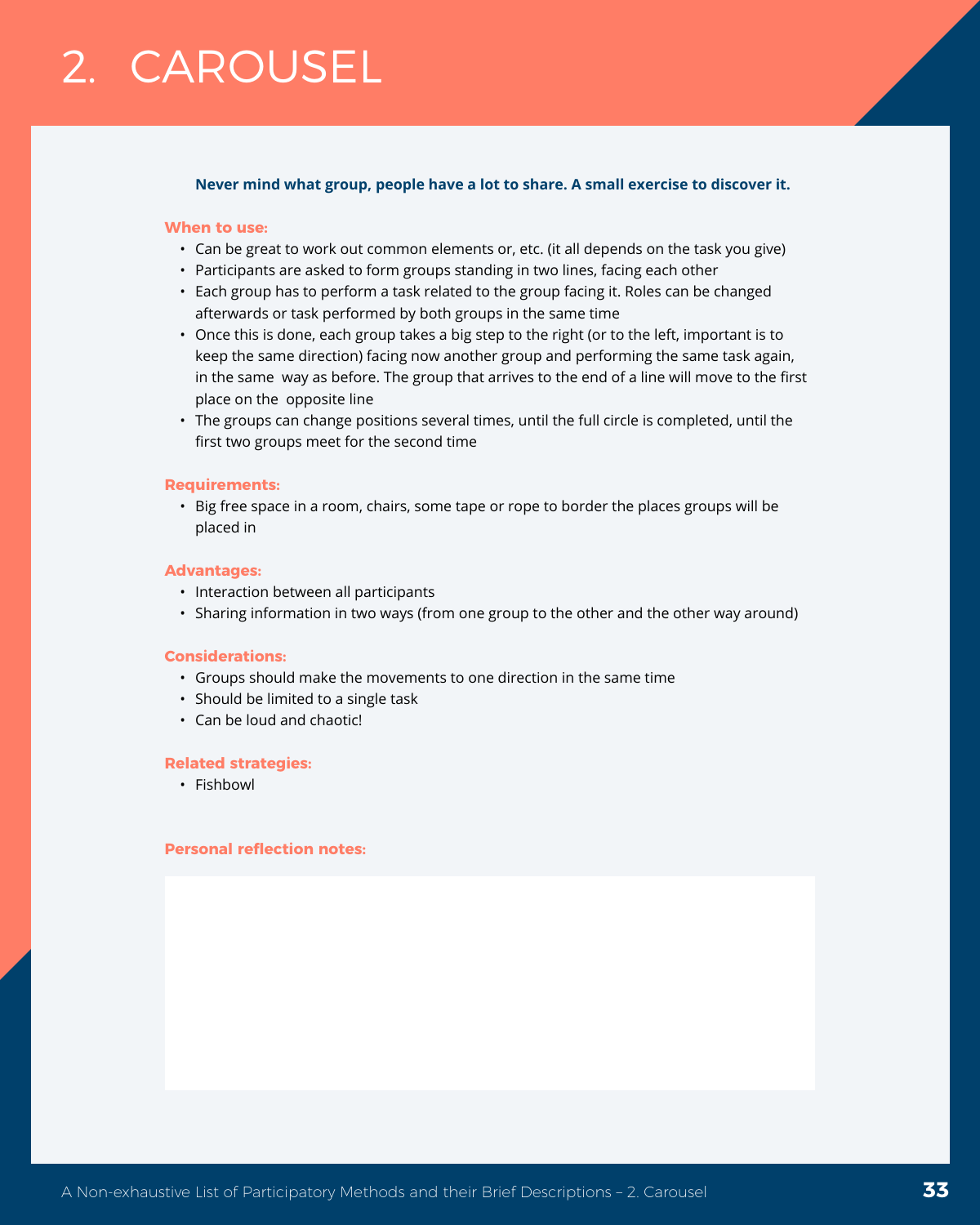# 2. CAROUSEL

**Never mind what group, people have a lot to share. A small exercise to discover it.**

**When to use:**

- Can be great to work out common elements or, etc. (it all depends on the task you give)
- Participants are asked to form groups standing in two lines, facing each other
- Each group has to perform a task related to the group facing it. Roles can be changed afterwards or task performed by both groups in the same time
- Once this is done, each group takes a big step to the right (or to the left, important is to keep the same direction) facing now another group and performing the same task again, in the same way as before. The group that arrives to the end of a line will move to the first place on the opposite line
- The groups can change positions several times, until the full circle is completed, until the first two groups meet for the second time

**Requirements:**

- Big free space in a room, chairs, some tape or rope to border the places groups will be placed in

**Advantages:**

- Interaction between all participants
- Sharing information in two ways (from one group to the other and the other way around)

**Considerations:**

- Groups should make the movements to one direction in the same time
- Should be limited to a single task
- Can be loud and chaotic!

**Related strategies:**

- Fishbowl

**Personal reflection notes:**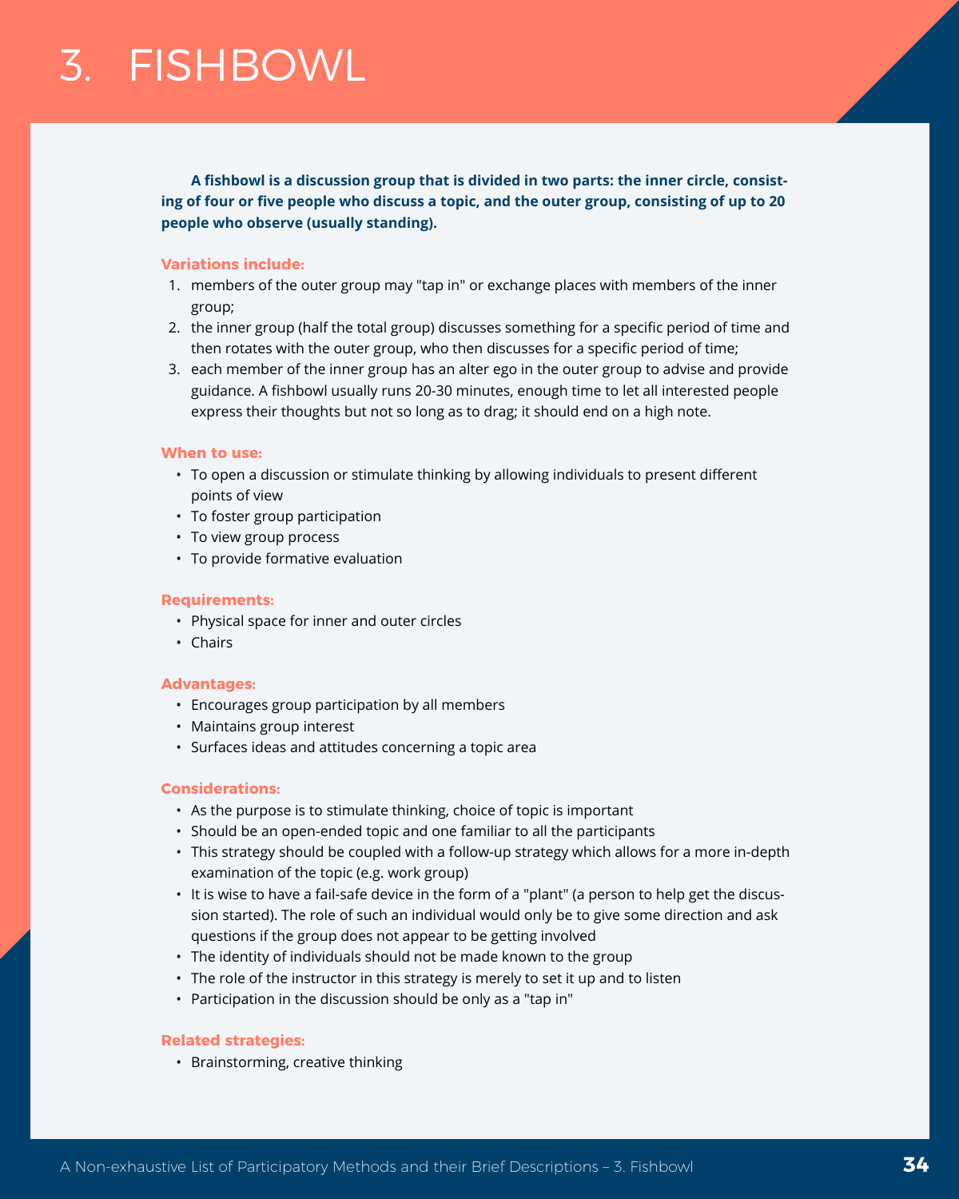# 3. FISHBOWL

**A fishbowl is a discussion group that is divided in two parts: the inner circle, consisting of four or five people who discuss a topic, and the outer group, consisting of up to 20 people who observe (usually standing).**

**Variations include:**

1. members of the outer group may "tap in" or exchange places with members of the inner group;
2. the inner group (half the total group) discusses something for a specific period of time and then rotates with the outer group, who then discusses for a specific period of time;
3. each member of the inner group has an alter ego in the outer group to advise and provide guidance. A fishbowl usually runs 20-30 minutes, enough time to let all interested people express their thoughts but not so long as to drag; it should end on a high note.

**When to use:**

- To open a discussion or stimulate thinking by allowing individuals to present different points of view
- To foster group participation
- To view group process
- To provide formative evaluation

**Requirements:**

- Physical space for inner and outer circles
- Chairs

**Advantages:**

- Encourages group participation by all members
- Maintains group interest
- Surfaces ideas and attitudes concerning a topic area

**Considerations:**

- As the purpose is to stimulate thinking, choice of topic is important
- Should be an open-ended topic and one familiar to all the participants
- This strategy should be coupled with a follow-up strategy which allows for a more in-depth examination of the topic (e.g. work group)
- It is wise to have a fail-safe device in the form of a "plant" (a person to help get the discussion started). The role of such an individual would only be to give some direction and ask questions if the group does not appear to be getting involved
- The identity of individuals should not be made known to the group
- The role of the instructor in this strategy is merely to set it up and to listen
- Participation in the discussion should be only as a "tap in"

**Related strategies:**

- Brainstorming, creative thinking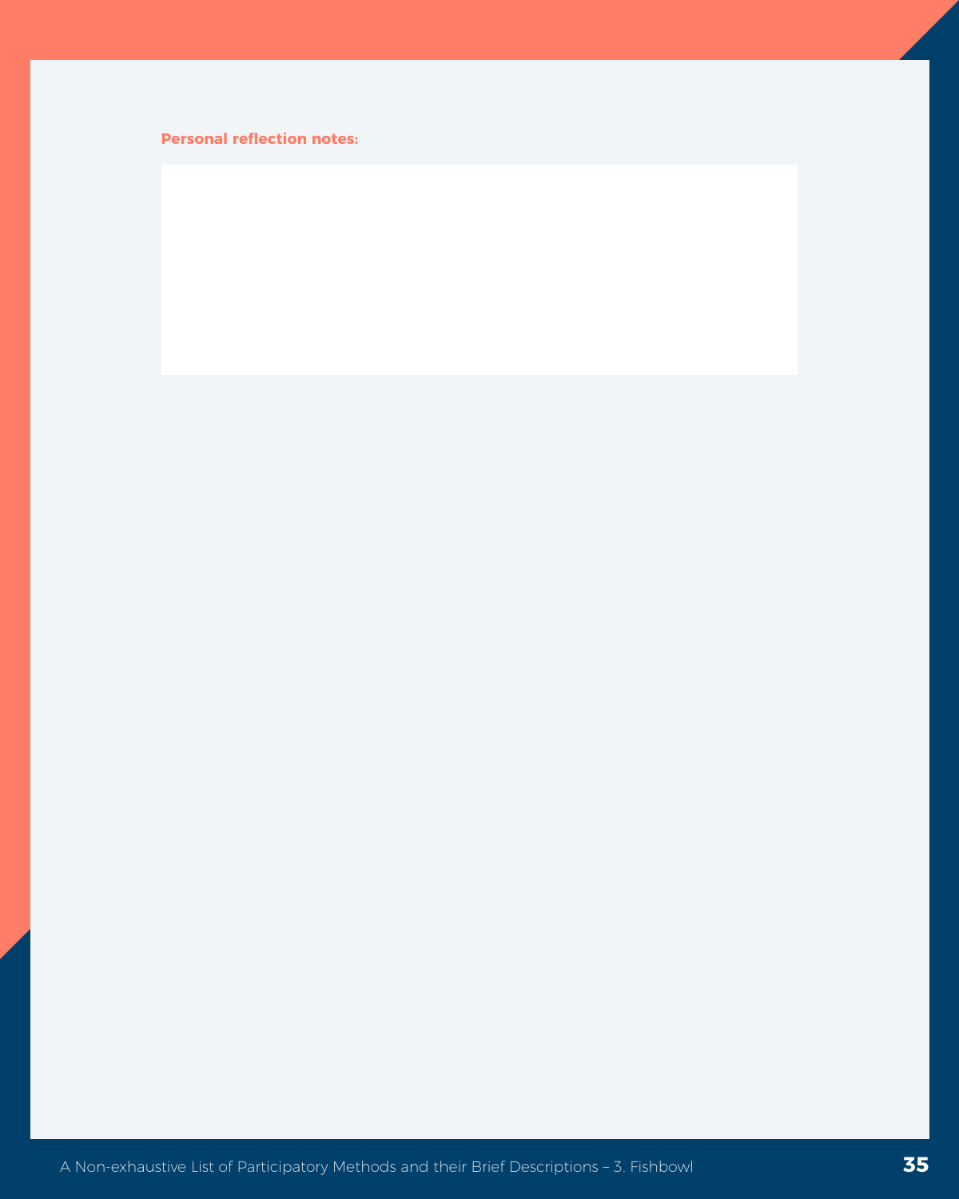**Personal reflection notes:**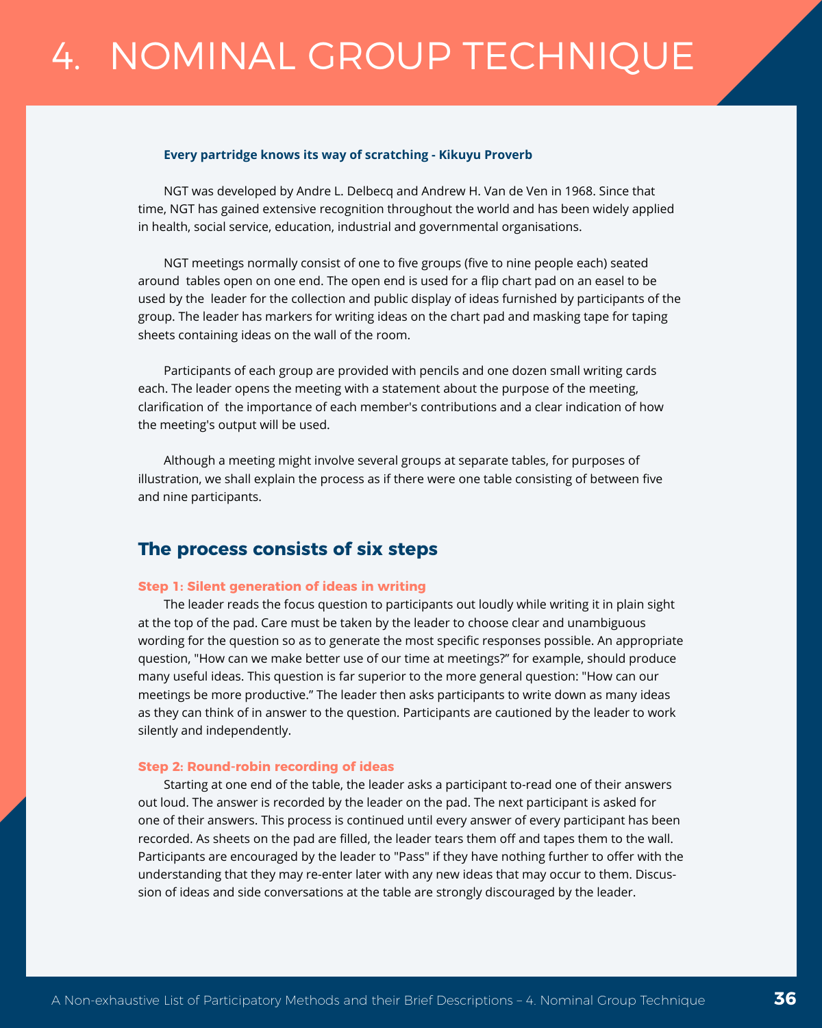# 4. NOMINAL GROUP TECHNIQUE

**Every partridge knows its way of scratching - Kikuyu Proverb**

NGT was developed by Andre L. Delbecq and Andrew H. Van de Ven in 1968. Since that time, NGT has gained extensive recognition throughout the world and has been widely applied in health, social service, education, industrial and governmental organisations.

NGT meetings normally consist of one to five groups (five to nine people each) seated around tables open on one end. The open end is used for a flip chart pad on an easel to be used by the leader for the collection and public display of ideas furnished by participants of the group. The leader has markers for writing ideas on the chart pad and masking tape for taping sheets containing ideas on the wall of the room.

Participants of each group are provided with pencils and one dozen small writing cards each. The leader opens the meeting with a statement about the purpose of the meeting, clarification of the importance of each member's contributions and a clear indication of how the meeting's output will be used.

Although a meeting might involve several groups at separate tables, for purposes of illustration, we shall explain the process as if there were one table consisting of between five and nine participants.

## The process consists of six steps

### Step 1: Silent generation of ideas in writing

The leader reads the focus question to participants out loudly while writing it in plain sight at the top of the pad. Care must be taken by the leader to choose clear and unambiguous wording for the question so as to generate the most specific responses possible. An appropriate question, "How can we make better use of our time at meetings?" for example, should produce many useful ideas. This question is far superior to the more general question: "How can our meetings be more productive." The leader then asks participants to write down as many ideas as they can think of in answer to the question. Participants are cautioned by the leader to work silently and independently.

### Step 2: Round-robin recording of ideas

Starting at one end of the table, the leader asks a participant to-read one of their answers out loud. The answer is recorded by the leader on the pad. The next participant is asked for one of their answers. This process is continued until every answer of every participant has been recorded. As sheets on the pad are filled, the leader tears them off and tapes them to the wall. Participants are encouraged by the leader to "Pass" if they have nothing further to offer with the understanding that they may re-enter later with any new ideas that may occur to them. Discussion of ideas and side conversations at the table are strongly discouraged by the leader.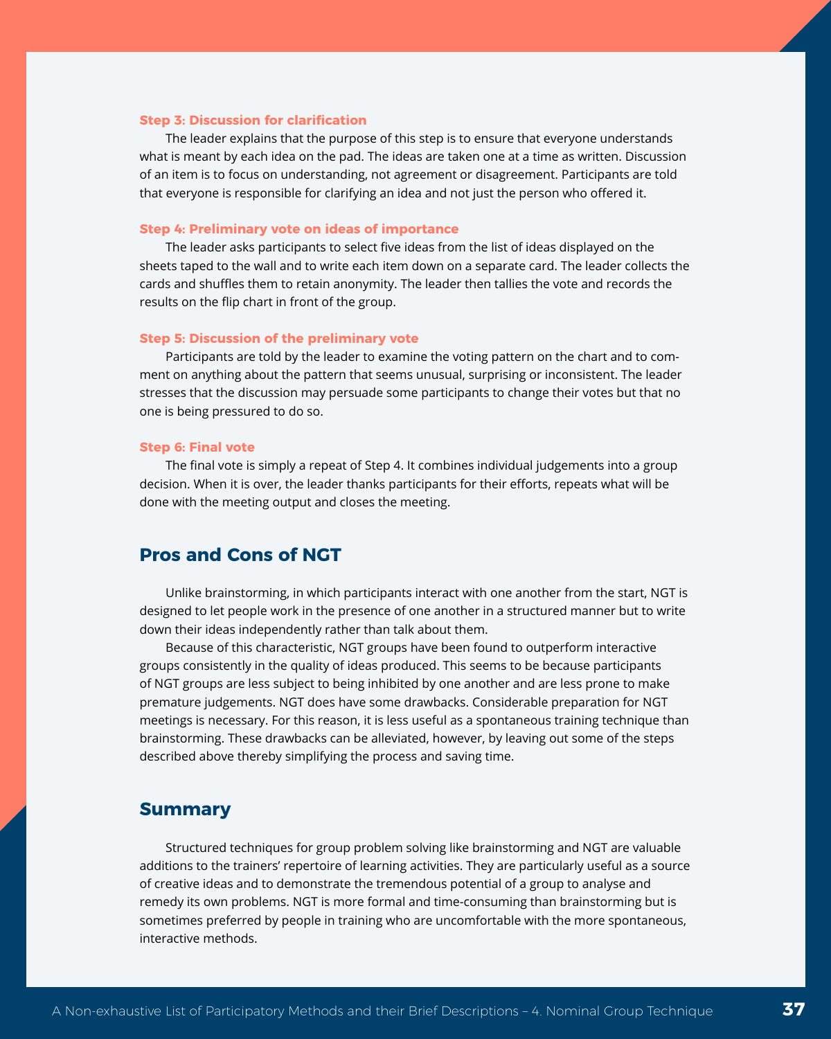**Step 3: Discussion for clarification**

The leader explains that the purpose of this step is to ensure that everyone understands what is meant by each idea on the pad. The ideas are taken one at a time as written. Discussion of an item is to focus on understanding, not agreement or disagreement. Participants are told that everyone is responsible for clarifying an idea and not just the person who offered it.

**Step 4: Preliminary vote on ideas of importance**

The leader asks participants to select five ideas from the list of ideas displayed on the sheets taped to the wall and to write each item down on a separate card. The leader collects the cards and shuffles them to retain anonymity. The leader then tallies the vote and records the results on the flip chart in front of the group.

**Step 5: Discussion of the preliminary vote**

Participants are told by the leader to examine the voting pattern on the chart and to comment on anything about the pattern that seems unusual, surprising or inconsistent. The leader stresses that the discussion may persuade some participants to change their votes but that no one is being pressured to do so.

**Step 6: Final vote**

The final vote is simply a repeat of Step 4. It combines individual judgements into a group decision. When it is over, the leader thanks participants for their efforts, repeats what will be done with the meeting output and closes the meeting.

## Pros and Cons of NGT

Unlike brainstorming, in which participants interact with one another from the start, NGT is designed to let people work in the presence of one another in a structured manner but to write down their ideas independently rather than talk about them.

Because of this characteristic, NGT groups have been found to outperform interactive groups consistently in the quality of ideas produced. This seems to be because participants of NGT groups are less subject to being inhibited by one another and are less prone to make premature judgements. NGT does have some drawbacks. Considerable preparation for NGT meetings is necessary. For this reason, it is less useful as a spontaneous training technique than brainstorming. These drawbacks can be alleviated, however, by leaving out some of the steps described above thereby simplifying the process and saving time.

## Summary

Structured techniques for group problem solving like brainstorming and NGT are valuable additions to the trainers' repertoire of learning activities. They are particularly useful as a source of creative ideas and to demonstrate the tremendous potential of a group to analyse and remedy its own problems. NGT is more formal and time-consuming than brainstorming but is sometimes preferred by people in training who are uncomfortable with the more spontaneous, interactive methods.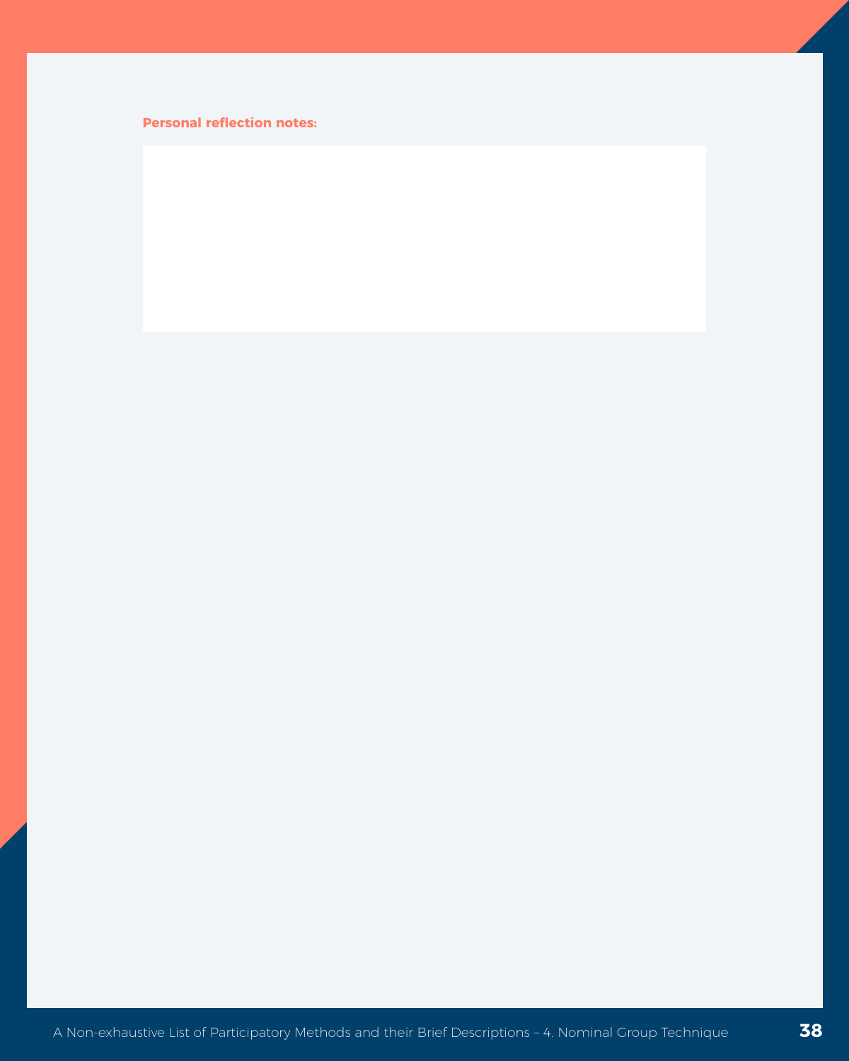**Personal reflection notes:**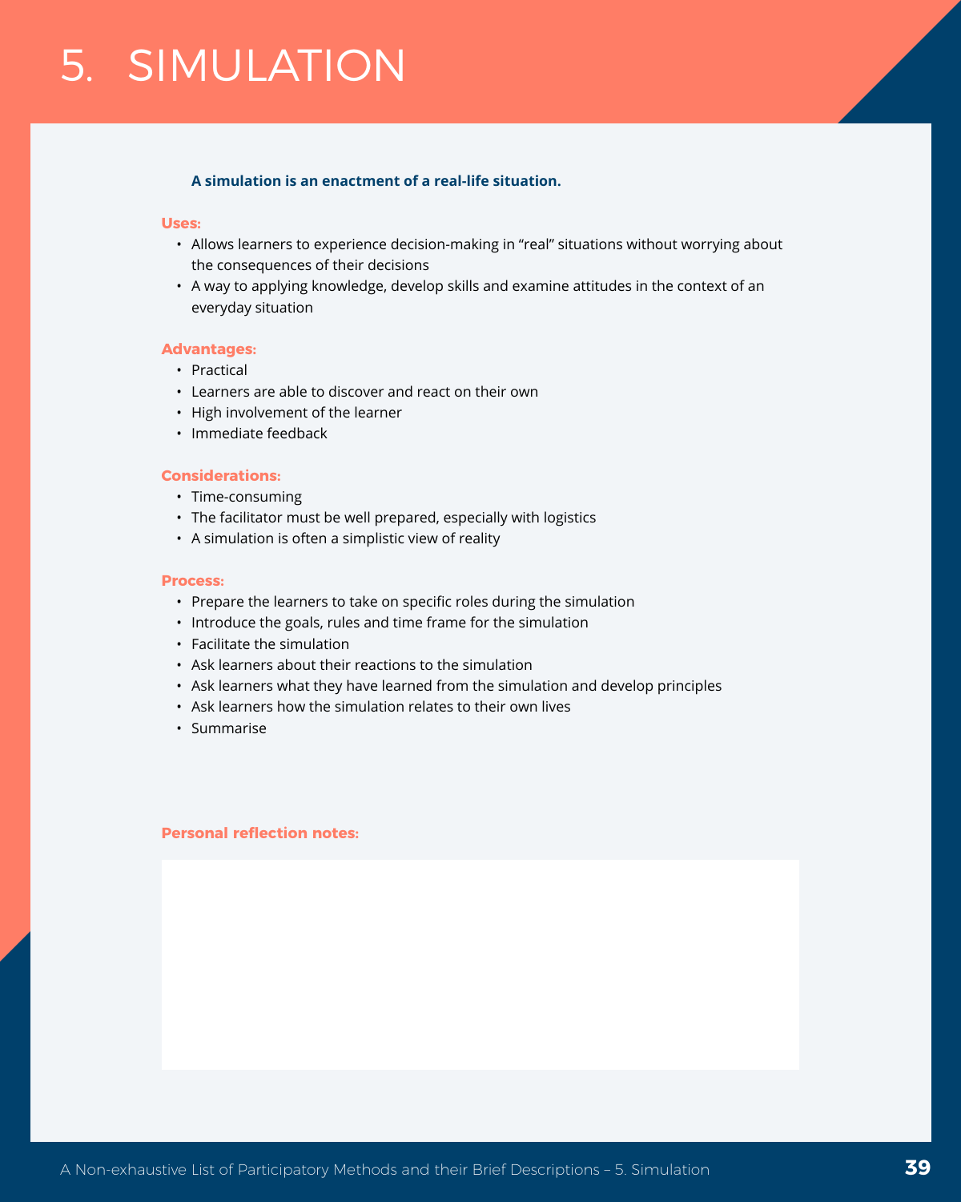# 5. SIMULATION

**A simulation is an enactment of a real-life situation.**

**Uses:**

- Allows learners to experience decision-making in “real” situations without worrying about the consequences of their decisions
- A way to applying knowledge, develop skills and examine attitudes in the context of an everyday situation

**Advantages:**

- Practical
- Learners are able to discover and react on their own
- High involvement of the learner
- Immediate feedback

**Considerations:**

- Time-consuming
- The facilitator must be well prepared, especially with logistics
- A simulation is often a simplistic view of reality

**Process:**

- Prepare the learners to take on specific roles during the simulation
- Introduce the goals, rules and time frame for the simulation
- Facilitate the simulation
- Ask learners about their reactions to the simulation
- Ask learners what they have learned from the simulation and develop principles
- Ask learners how the simulation relates to their own lives
- Summarise

**Personal reflection notes:**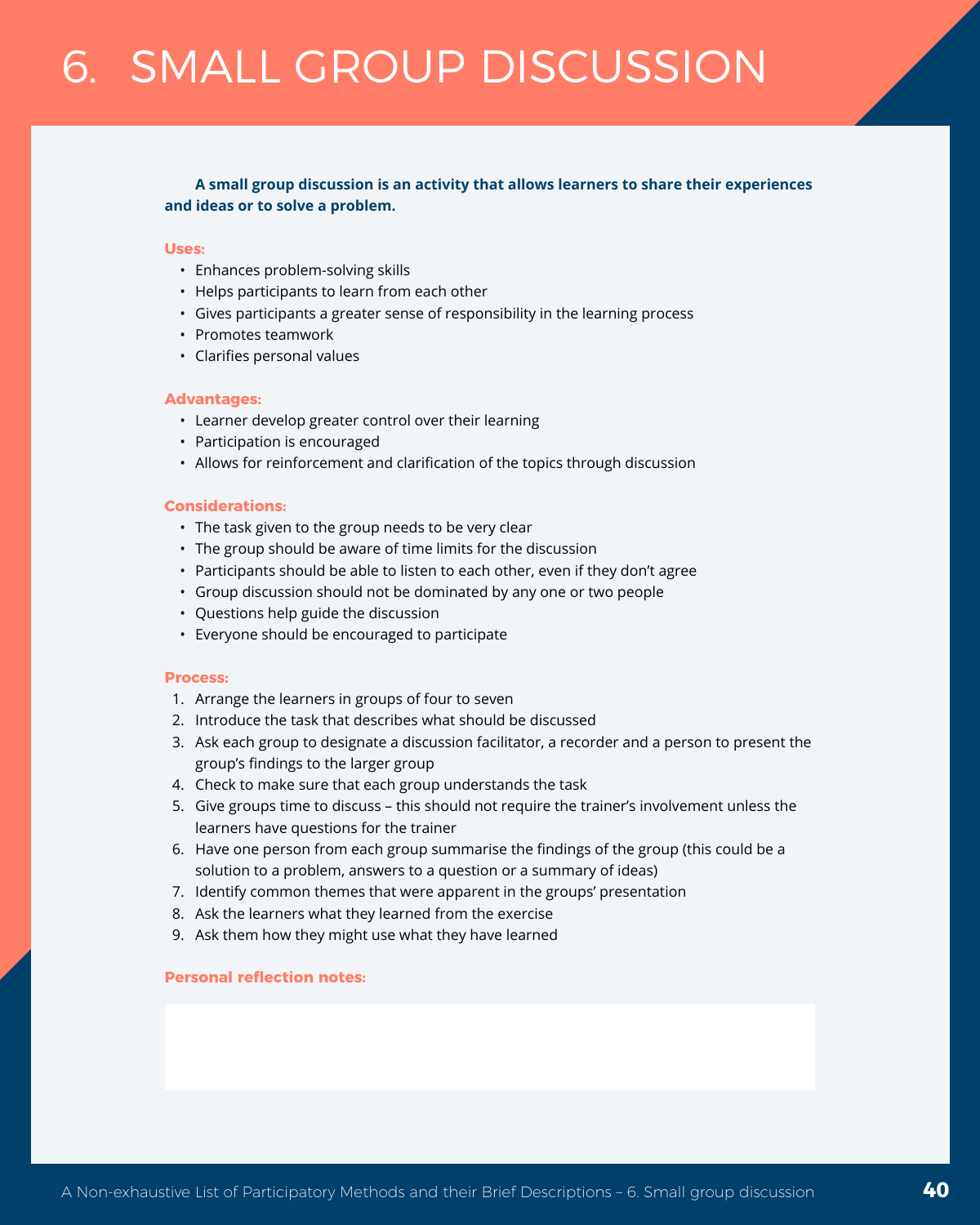# 6. SMALL GROUP DISCUSSION

**A small group discussion is an activity that allows learners to share their experiences and ideas or to solve a problem.**

**Uses:**

- Enhances problem-solving skills
- Helps participants to learn from each other
- Gives participants a greater sense of responsibility in the learning process
- Promotes teamwork
- Clarifies personal values

**Advantages:**

- Learner develop greater control over their learning
- Participation is encouraged
- Allows for reinforcement and clarification of the topics through discussion

**Considerations:**

- The task given to the group needs to be very clear
- The group should be aware of time limits for the discussion
- Participants should be able to listen to each other, even if they don't agree
- Group discussion should not be dominated by any one or two people
- Questions help guide the discussion
- Everyone should be encouraged to participate

**Process:**

1. Arrange the learners in groups of four to seven
2. Introduce the task that describes what should be discussed
3. Ask each group to designate a discussion facilitator, a recorder and a person to present the group's findings to the larger group
4. Check to make sure that each group understands the task
5. Give groups time to discuss – this should not require the trainer's involvement unless the learners have questions for the trainer
6. Have one person from each group summarise the findings of the group (this could be a solution to a problem, answers to a question or a summary of ideas)
7. Identify common themes that were apparent in the groups' presentation
8. Ask the learners what they learned from the exercise
9. Ask them how they might use what they have learned

**Personal reflection notes:**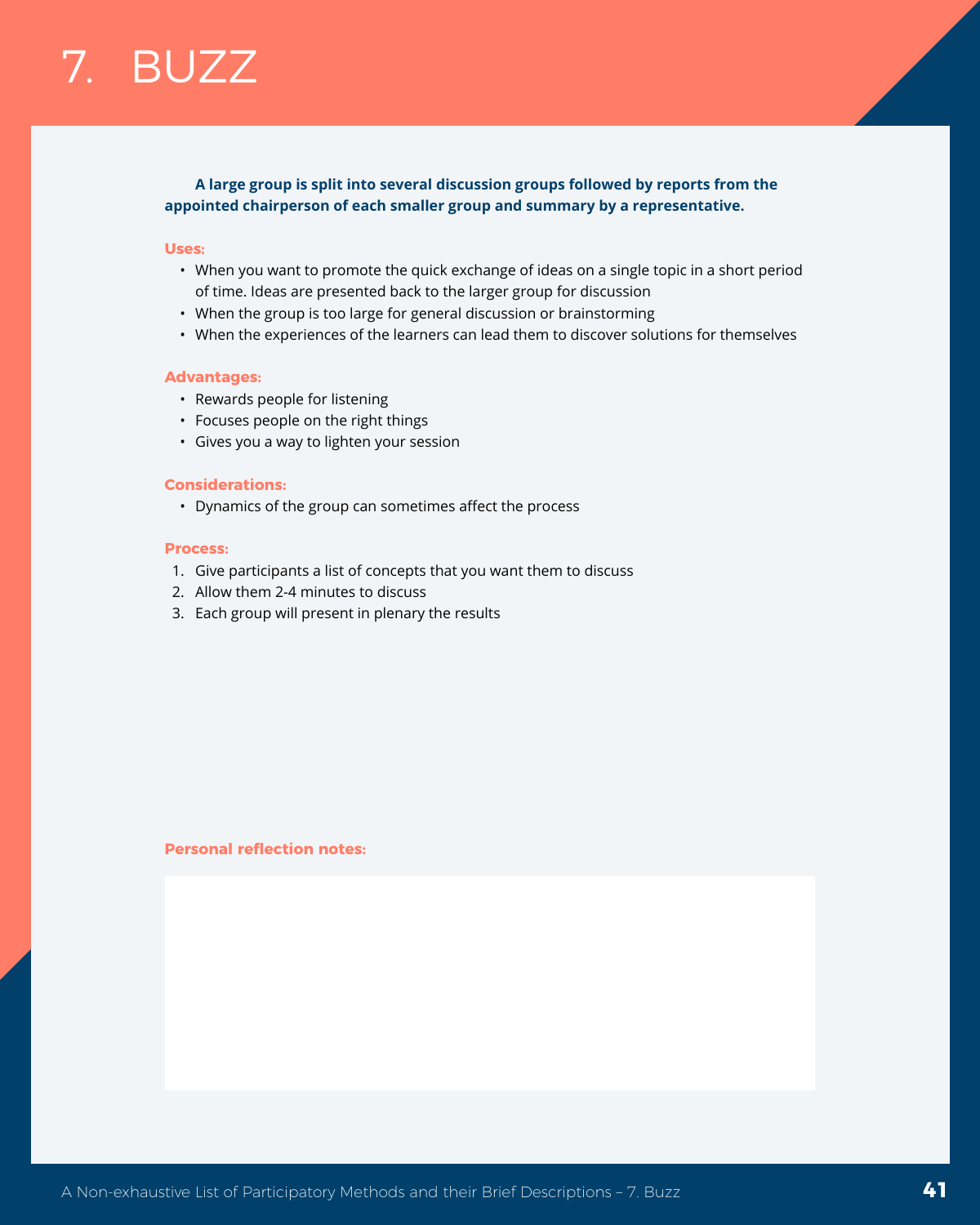# 7. BUZZ

**A large group is split into several discussion groups followed by reports from the appointed chairperson of each smaller group and summary by a representative.**

**Uses:**

- When you want to promote the quick exchange of ideas on a single topic in a short period of time. Ideas are presented back to the larger group for discussion
- When the group is too large for general discussion or brainstorming
- When the experiences of the learners can lead them to discover solutions for themselves

**Advantages:**

- Rewards people for listening
- Focuses people on the right things
- Gives you a way to lighten your session

**Considerations:**

- Dynamics of the group can sometimes affect the process

**Process:**

1. Give participants a list of concepts that you want them to discuss
2. Allow them 2-4 minutes to discuss
3. Each group will present in plenary the results

**Personal reflection notes:**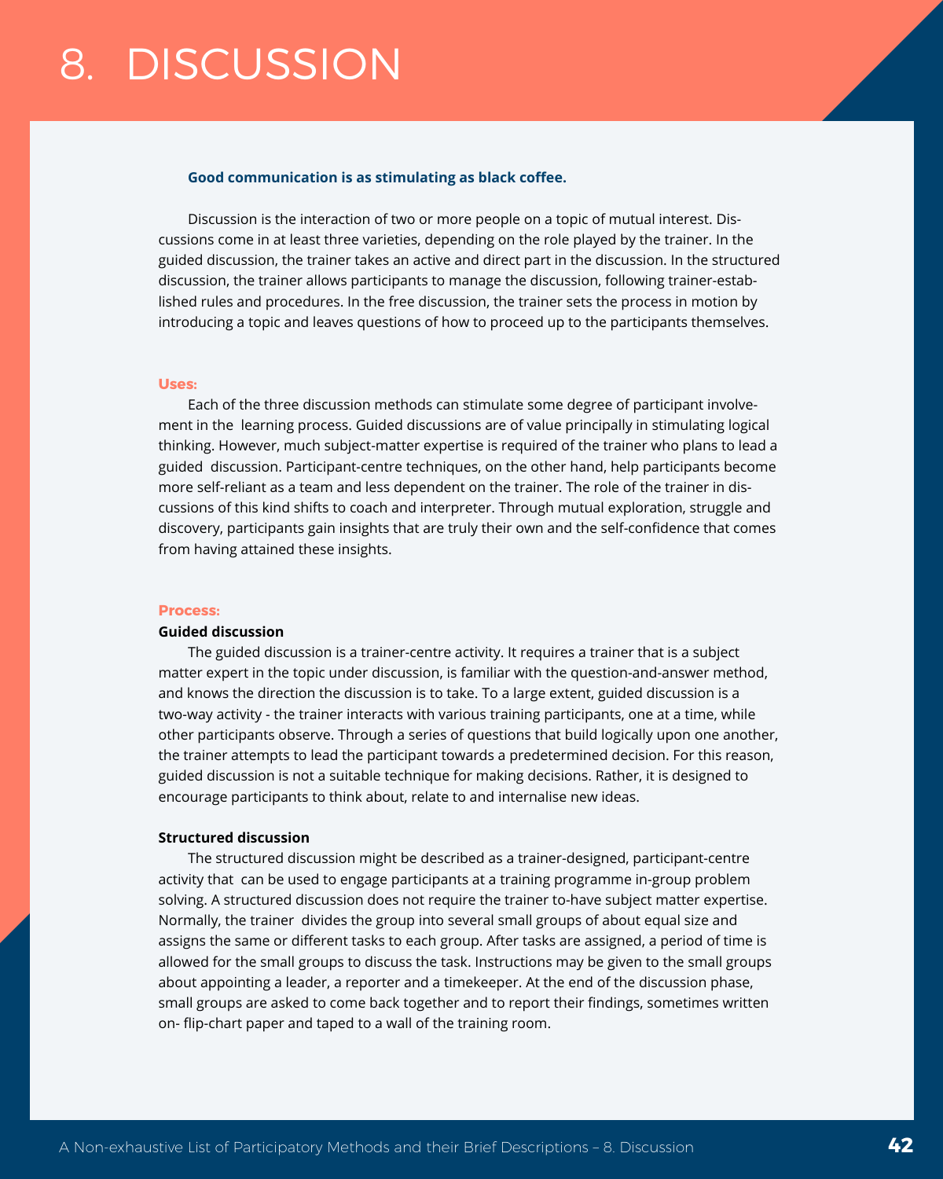# 8. DISCUSSION

**Good communication is as stimulating as black coffee.**

Discussion is the interaction of two or more people on a topic of mutual interest. Discussions come in at least three varieties, depending on the role played by the trainer. In the guided discussion, the trainer takes an active and direct part in the discussion. In the structured discussion, the trainer allows participants to manage the discussion, following trainer-established rules and procedures. In the free discussion, the trainer sets the process in motion by introducing a topic and leaves questions of how to proceed up to the participants themselves.

**Uses:**

Each of the three discussion methods can stimulate some degree of participant involvement in the learning process. Guided discussions are of value principally in stimulating logical thinking. However, much subject-matter expertise is required of the trainer who plans to lead a guided discussion. Participant-centre techniques, on the other hand, help participants become more self-reliant as a team and less dependent on the trainer. The role of the trainer in discussions of this kind shifts to coach and interpreter. Through mutual exploration, struggle and discovery, participants gain insights that are truly their own and the self-confidence that comes from having attained these insights.

**Process:**

**Guided discussion**

The guided discussion is a trainer-centre activity. It requires a trainer that is a subject matter expert in the topic under discussion, is familiar with the question-and-answer method, and knows the direction the discussion is to take. To a large extent, guided discussion is a two-way activity - the trainer interacts with various training participants, one at a time, while other participants observe. Through a series of questions that build logically upon one another, the trainer attempts to lead the participant towards a predetermined decision. For this reason, guided discussion is not a suitable technique for making decisions. Rather, it is designed to encourage participants to think about, relate to and internalise new ideas.

**Structured discussion**

The structured discussion might be described as a trainer-designed, participant-centre activity that can be used to engage participants at a training programme in-group problem solving. A structured discussion does not require the trainer to-have subject matter expertise. Normally, the trainer divides the group into several small groups of about equal size and assigns the same or different tasks to each group. After tasks are assigned, a period of time is allowed for the small groups to discuss the task. Instructions may be given to the small groups about appointing a leader, a reporter and a timekeeper. At the end of the discussion phase, small groups are asked to come back together and to report their findings, sometimes written on- flip-chart paper and taped to a wall of the training room.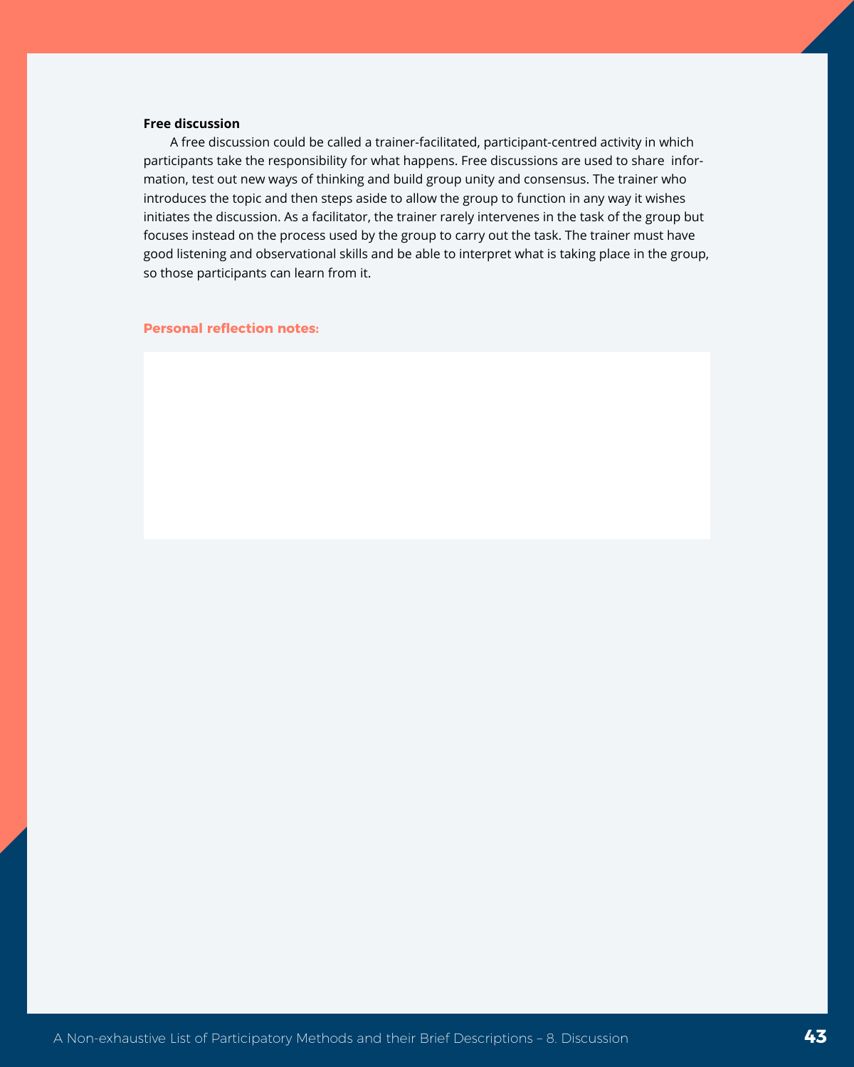**Free discussion**

A free discussion could be called a trainer-facilitated, participant-centred activity in which participants take the responsibility for what happens. Free discussions are used to share information, test out new ways of thinking and build group unity and consensus. The trainer who introduces the topic and then steps aside to allow the group to function in any way it wishes initiates the discussion. As a facilitator, the trainer rarely intervenes in the task of the group but focuses instead on the process used by the group to carry out the task. The trainer must have good listening and observational skills and be able to interpret what is taking place in the group, so those participants can learn from it.

**Personal reflection notes:**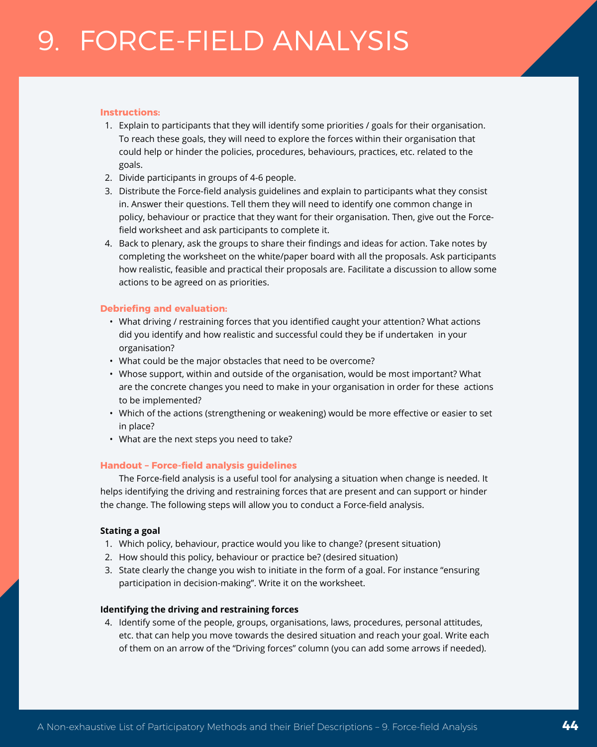# 9. FORCE-FIELD ANALYSIS

**Instructions:**

1. Explain to participants that they will identify some priorities / goals for their organisation. To reach these goals, they will need to explore the forces within their organisation that could help or hinder the policies, procedures, behaviours, practices, etc. related to the goals.
2. Divide participants in groups of 4-6 people.
3. Distribute the Force-field analysis guidelines and explain to participants what they consist in. Answer their questions. Tell them they will need to identify one common change in policy, behaviour or practice that they want for their organisation. Then, give out the Force-field worksheet and ask participants to complete it.
4. Back to plenary, ask the groups to share their findings and ideas for action. Take notes by completing the worksheet on the white/paper board with all the proposals. Ask participants how realistic, feasible and practical their proposals are. Facilitate a discussion to allow some actions to be agreed on as priorities.

**Debriefing and evaluation:**

- What driving / restraining forces that you identified caught your attention? What actions did you identify and how realistic and successful could they be if undertaken in your organisation?
- What could be the major obstacles that need to be overcome?
- Whose support, within and outside of the organisation, would be most important? What are the concrete changes you need to make in your organisation in order for these actions to be implemented?
- Which of the actions (strengthening or weakening) would be more effective or easier to set in place?
- What are the next steps you need to take?

**Handout – Force-field analysis guidelines**

The Force-field analysis is a useful tool for analysing a situation when change is needed. It helps identifying the driving and restraining forces that are present and can support or hinder the change. The following steps will allow you to conduct a Force-field analysis.

**Stating a goal**

1. Which policy, behaviour, practice would you like to change? (present situation)
2. How should this policy, behaviour or practice be? (desired situation)
3. State clearly the change you wish to initiate in the form of a goal. For instance “ensuring participation in decision-making”. Write it on the worksheet.

**Identifying the driving and restraining forces**

4. Identify some of the people, groups, organisations, laws, procedures, personal attitudes, etc. that can help you move towards the desired situation and reach your goal. Write each of them on an arrow of the “Driving forces” column (you can add some arrows if needed).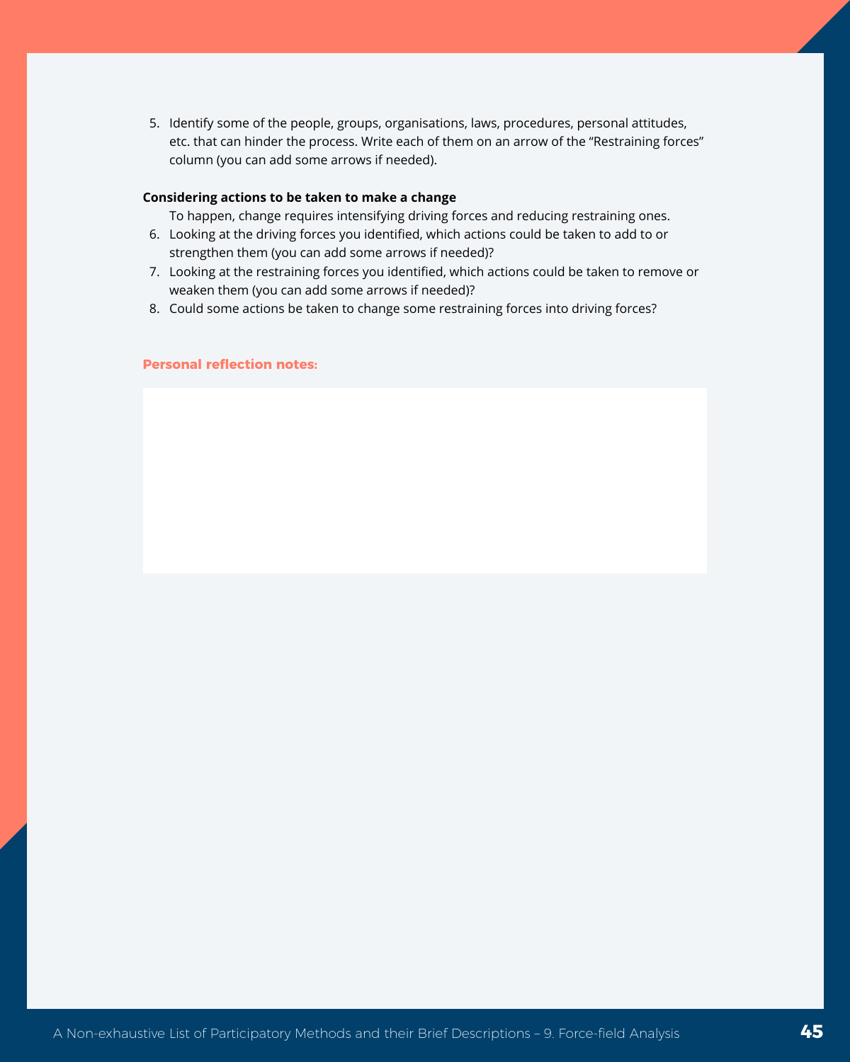5. Identify some of the people, groups, organisations, laws, procedures, personal attitudes, etc. that can hinder the process. Write each of them on an arrow of the “Restraining forces” column (you can add some arrows if needed).

**Considering actions to be taken to make a change**

To happen, change requires intensifying driving forces and reducing restraining ones.

6. Looking at the driving forces you identified, which actions could be taken to add to or strengthen them (you can add some arrows if needed)?
7. Looking at the restraining forces you identified, which actions could be taken to remove or weaken them (you can add some arrows if needed)?
8. Could some actions be taken to change some restraining forces into driving forces?

**Personal reflection notes:**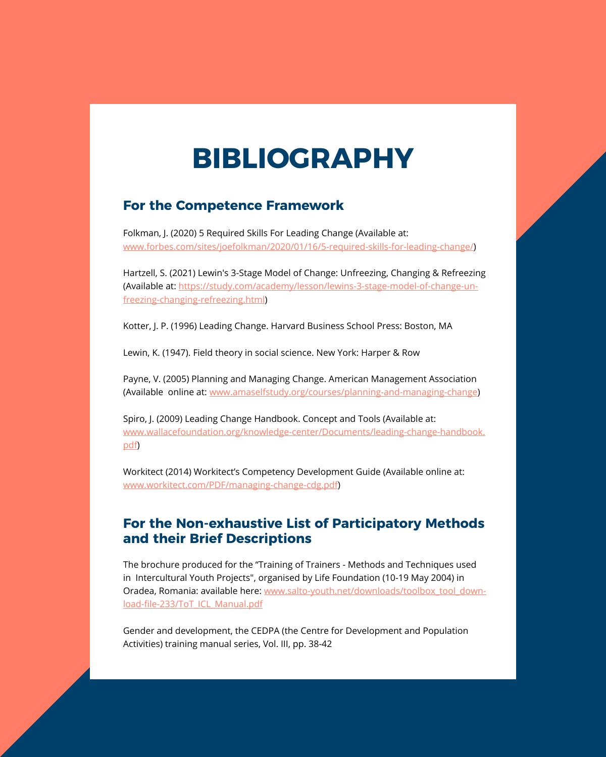# BIBLIOGRAPHY

## For the Competence Framework

Folkman, J. (2020) 5 Required Skills For Leading Change (Available at: www.forbes.com/sites/joefolkman/2020/01/16/5-required-skills-for-leading-change/)

Hartzell, S. (2021) Lewin's 3-Stage Model of Change: Unfreezing, Changing & Refreezing (Available at: https://study.com/academy/lesson/lewins-3-stage-model-of-change-unfreezing-changing-refreezing.html)

Kotter, J. P. (1996) Leading Change. Harvard Business School Press: Boston, MA

Lewin, K. (1947). Field theory in social science. New York: Harper & Row

Payne, V. (2005) Planning and Managing Change. American Management Association (Available online at: www.amaselfstudy.org/courses/planning-and-managing-change)

Spiro, J. (2009) Leading Change Handbook. Concept and Tools (Available at: www.wallacefoundation.org/knowledge-center/Documents/leading-change-handbook.pdf)

Workitect (2014) Workitect's Competency Development Guide (Available online at: www.workitect.com/PDF/managing-change-cdg.pdf)

## For the Non-exhaustive List of Participatory Methods and their Brief Descriptions

The brochure produced for the "Training of Trainers - Methods and Techniques used in Intercultural Youth Projects", organised by Life Foundation (10-19 May 2004) in Oradea, Romania: available here: www.salto-youth.net/downloads/toolbox_tool_download-file-233/ToT_ICL_Manual.pdf

Gender and development, the CEDPA (the Centre for Development and Population Activities) training manual series, Vol. III, pp. 38-42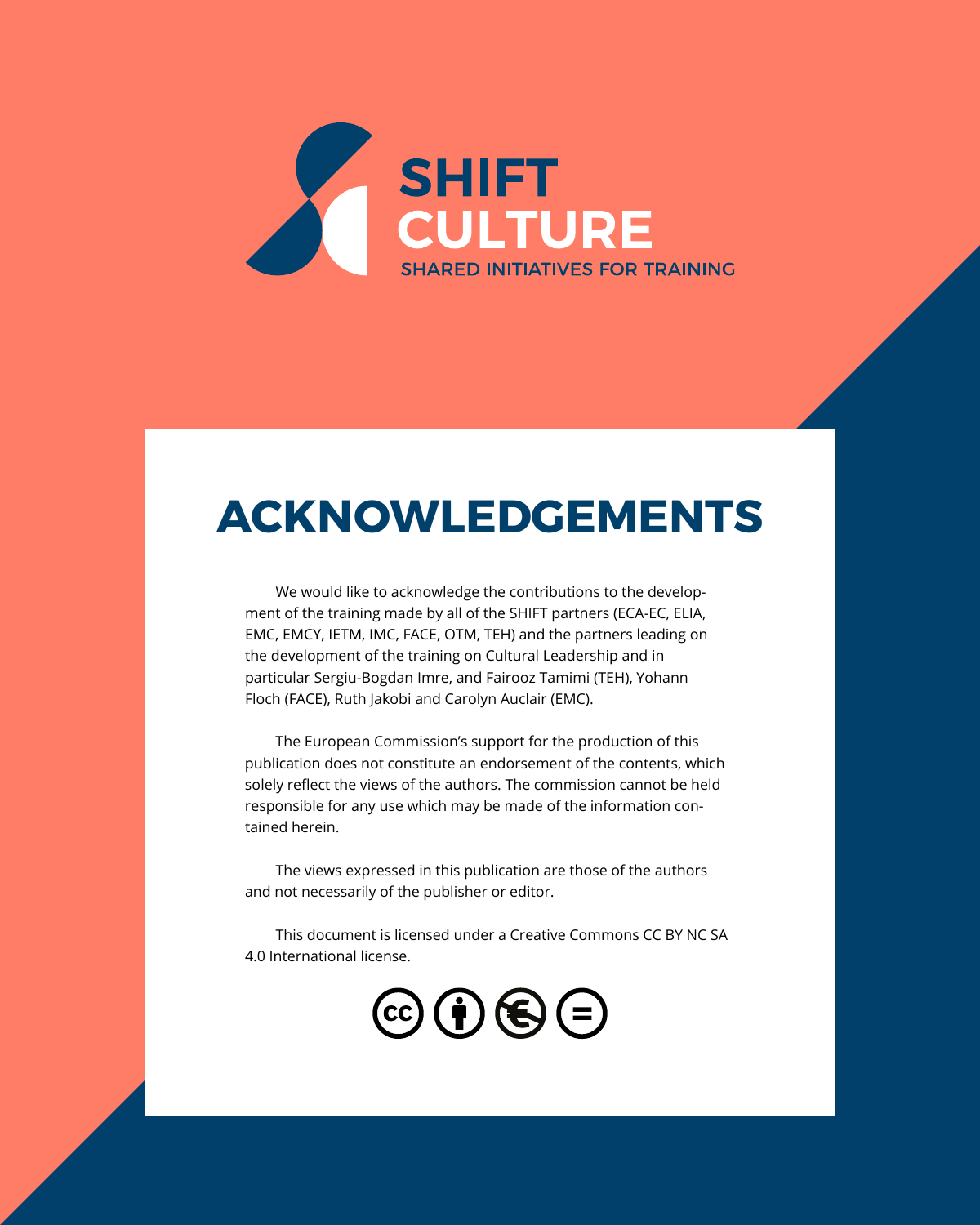SHIFT
CULTURE
SHARED INITIATIVES FOR TRAINING

# ACKNOWLEDGEMENTS

We would like to acknowledge the contributions to the development of the training made by all of the SHIFT partners (ECA-EC, ELIA, EMC, EMCY, IETM, IMC, FACE, OTM, TEH) and the partners leading on the development of the training on Cultural Leadership and in particular Sergiu-Bogdan Imre, and Fairooz Tamimi (TEH), Yohann Floch (FACE), Ruth Jakobi and Carolyn Auclair (EMC).

The European Commission's support for the production of this publication does not constitute an endorsement of the contents, which solely reflect the views of the authors. The commission cannot be held responsible for any use which may be made of the information contained herein.

The views expressed in this publication are those of the authors and not necessarily of the publisher or editor.

This document is licensed under a Creative Commons CC BY NC SA 4.0 International license.